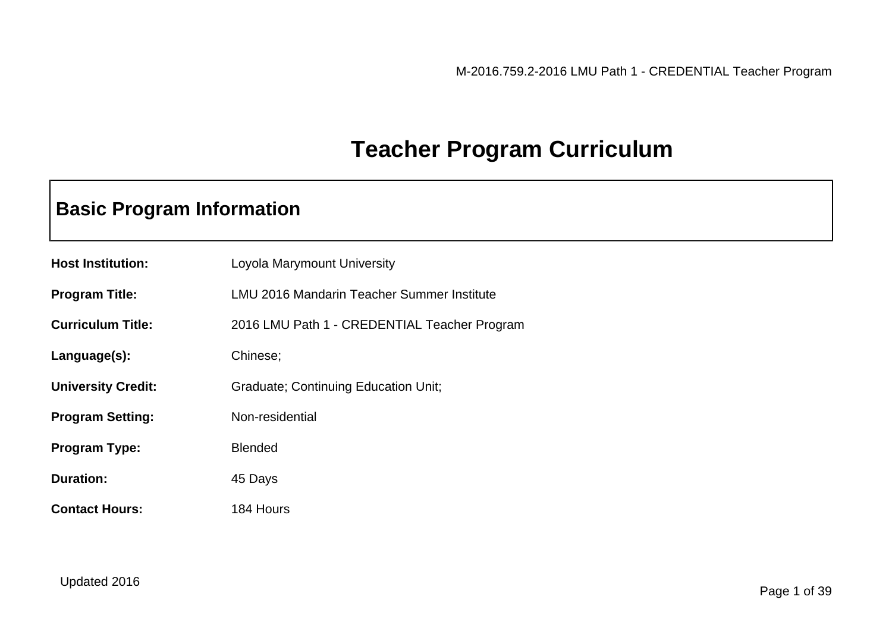# Teacher Program Curriculum

## Basic Program Information

**Host Institution:** Loyola Marymount University

**Program Title:** LMU 2016 Mandarin Teacher Summer Institute

**Curriculum Title:** 2016 LMU Path 1 - CREDENTIAL Teacher Program

**Language(s):** Chinese;

**University Credit:** Graduate; Continuing Education Unit;

**Program Setting:** Non-residential

**Program Type:** Blended

**Duration:** 45 Days

**Contact Hours:** 184 Hours

Updated 2016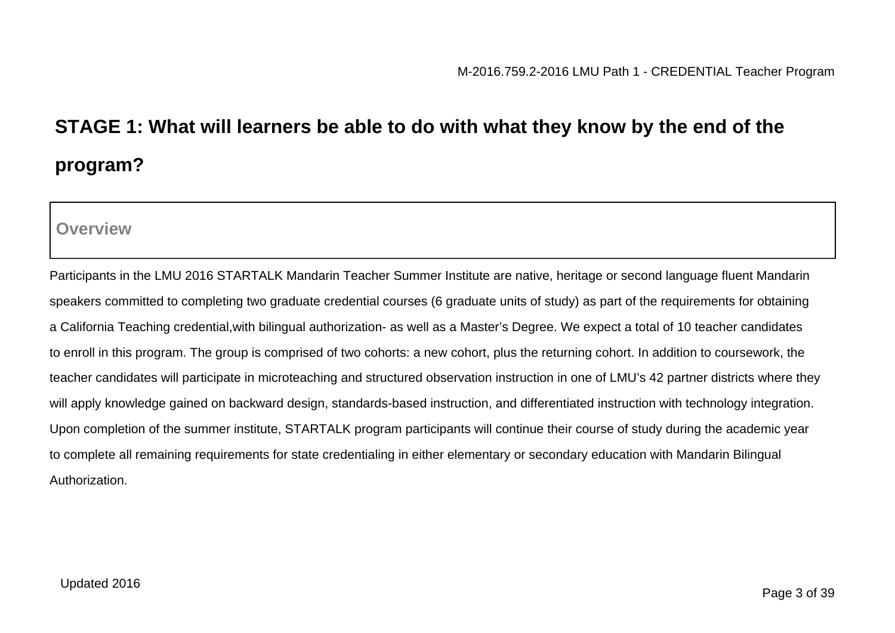## STAGE 1: What will learners be able to do with what they know by the end of the program?

### Overview

Participants in the LMU 2016 STARTALK Mandarin Teacher Summer Institute are native, heritage or second language fluent Mandarin speakers committed to completing two graduate credential courses (6 graduate units of study) as part of the requirements for obtaining a California Teaching credential,with bilingual authorization- as well as a Master's Degree. We expect a total of 10 teacher candidates to enroll in this program. The group is comprised of two cohorts: a new cohort, plus the returning cohort. In addition to coursework, the teacher candidates will participate in microteaching and structured observation instruction in one of LMU's 42 partner districts where they will apply knowledge gained on backward design, standards-based instruction, and differentiated instruction with technology integration. Upon completion of the summer institute, STARTALK program participants will continue their course of study during the academic year to complete all remaining requirements for state credentialing in either elementary or secondary education with Mandarin Bilingual Authorization.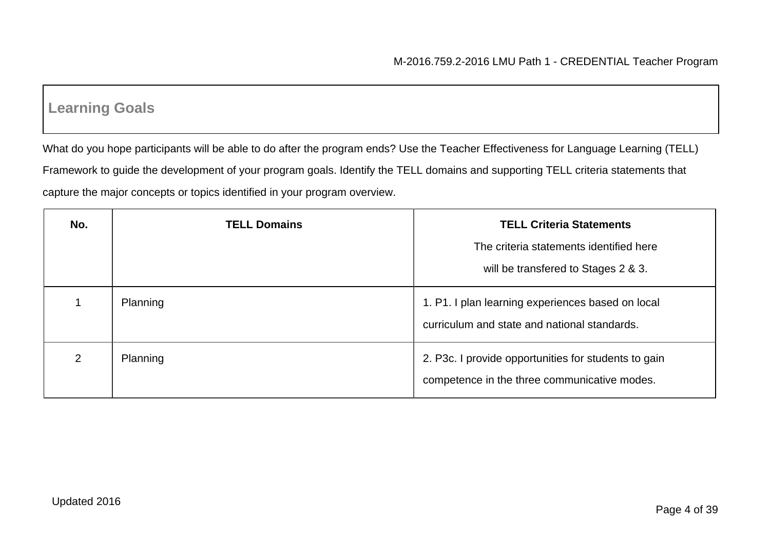## Learning Goals

What do you hope participants will be able to do after the program ends? Use the Teacher Effectiveness for Language Learning (TELL) Framework to guide the development of your program goals. Identify the TELL domains and supporting TELL criteria statements that capture the major concepts or topics identified in your program overview.

| No. | TELL Domains | TELL Criteria Statements<br>The criteria statements identified here will be transfered to Stages 2 & 3. |
|---|---|---|
| 1 | Planning | 1. P1. I plan learning experiences based on local curriculum and state and national standards. |
| 2 | Planning | 2. P3c. I provide opportunities for students to gain competence in the three communicative modes. |

Updated 2016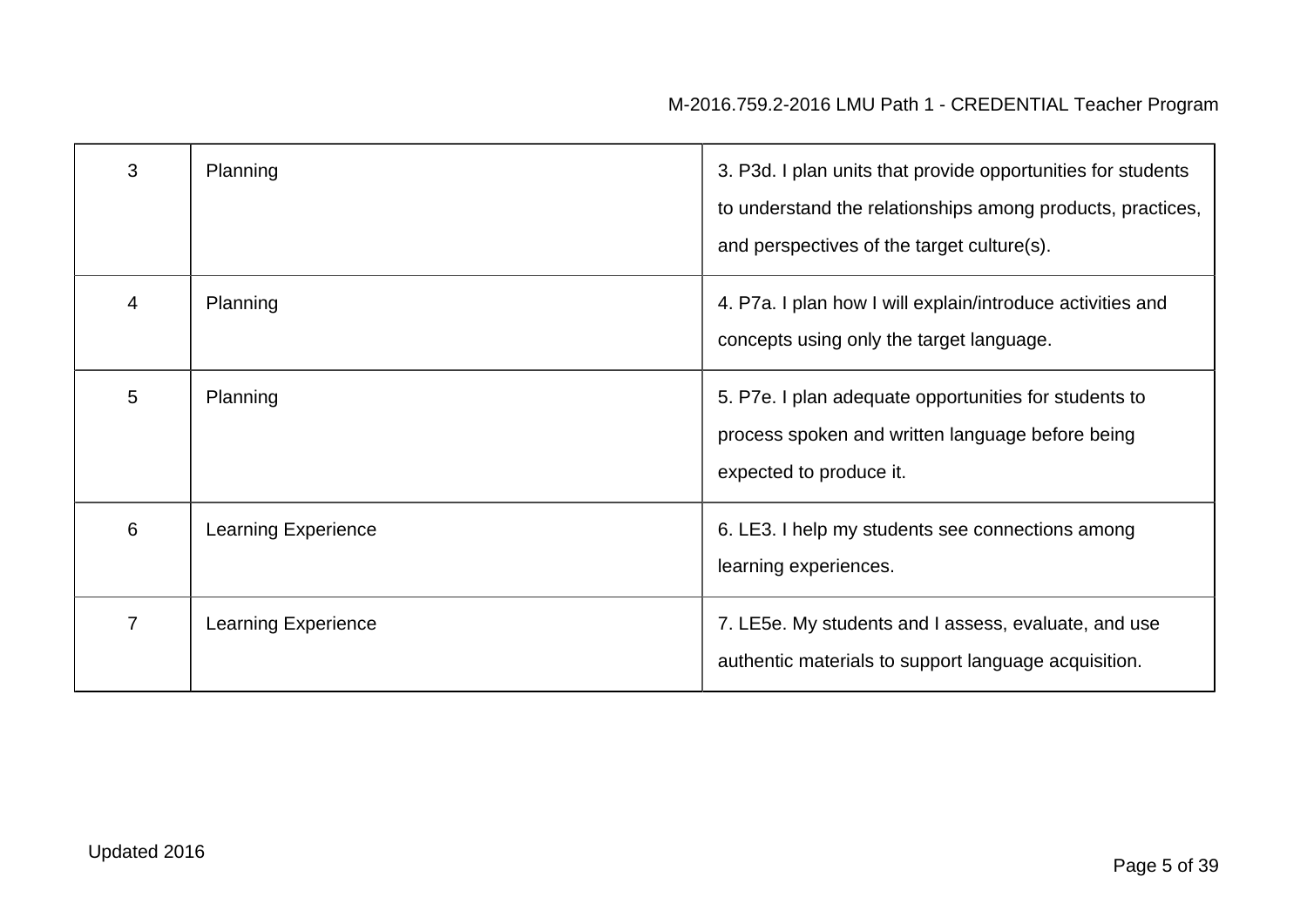| 3 | Planning | 3. P3d. I plan units that provide opportunities for students to understand the relationships among products, practices, and perspectives of the target culture(s). |
|---|---|---|
| 4 | Planning | 4. P7a. I plan how I will explain/introduce activities and concepts using only the target language. |
| 5 | Planning | 5. P7e. I plan adequate opportunities for students to process spoken and written language before being expected to produce it. |
| 6 | Learning Experience | 6. LE3. I help my students see connections among learning experiences. |
| 7 | Learning Experience | 7. LE5e. My students and I assess, evaluate, and use authentic materials to support language acquisition. |

Updated 2016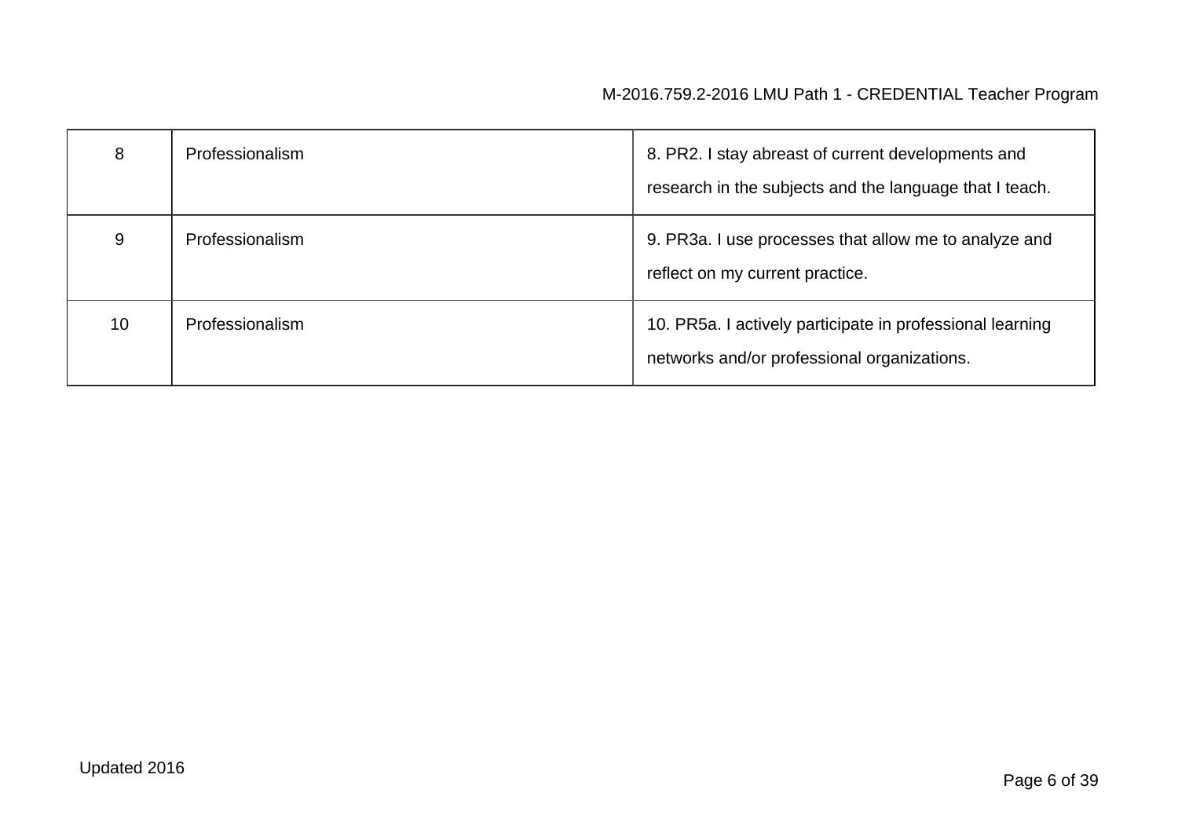| 8 | Professionalism | 8. PR2. I stay abreast of current developments and research in the subjects and the language that I teach. |
|---|---|---|
| 9 | Professionalism | 9. PR3a. I use processes that allow me to analyze and reflect on my current practice. |
| 10 | Professionalism | 10. PR5a. I actively participate in professional learning networks and/or professional organizations. |

Updated 2016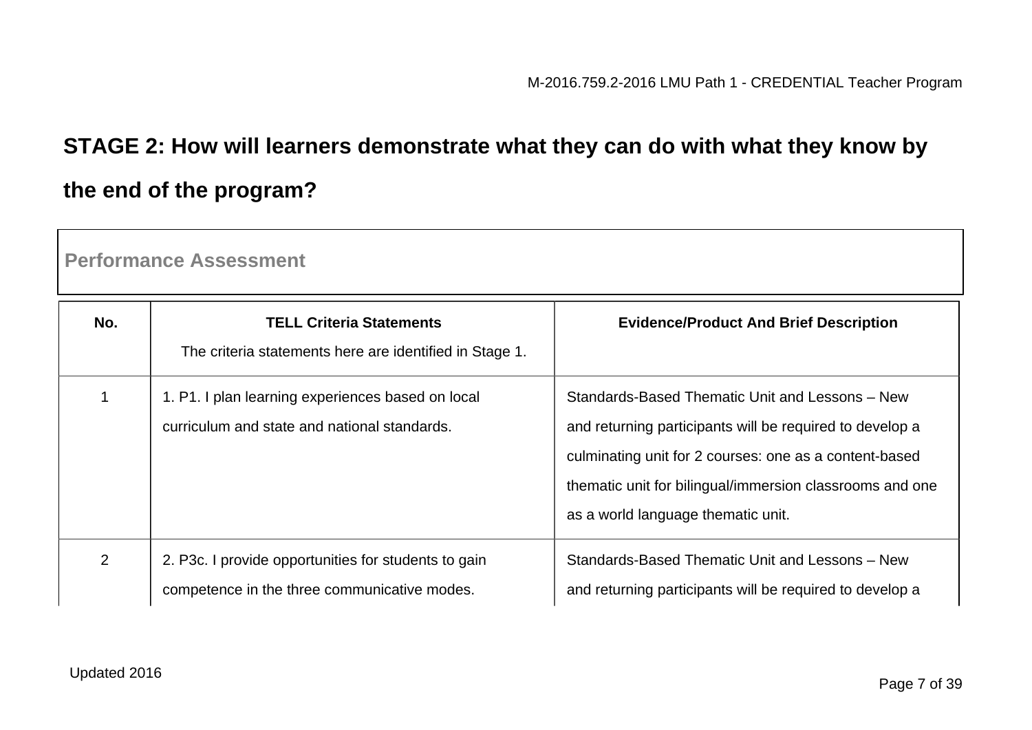## STAGE 2: How will learners demonstrate what they can do with what they know by the end of the program?

### Performance Assessment

| No. | TELL Criteria Statements<br>The criteria statements here are identified in Stage 1. | Evidence/Product And Brief Description |
|---|---|---|
| 1 | 1. P1. I plan learning experiences based on local curriculum and state and national standards. | Standards-Based Thematic Unit and Lessons – New and returning participants will be required to develop a culminating unit for 2 courses: one as a content-based thematic unit for bilingual/immersion classrooms and one as a world language thematic unit. |
| 2 | 2. P3c. I provide opportunities for students to gain competence in the three communicative modes. | Standards-Based Thematic Unit and Lessons – New and returning participants will be required to develop a |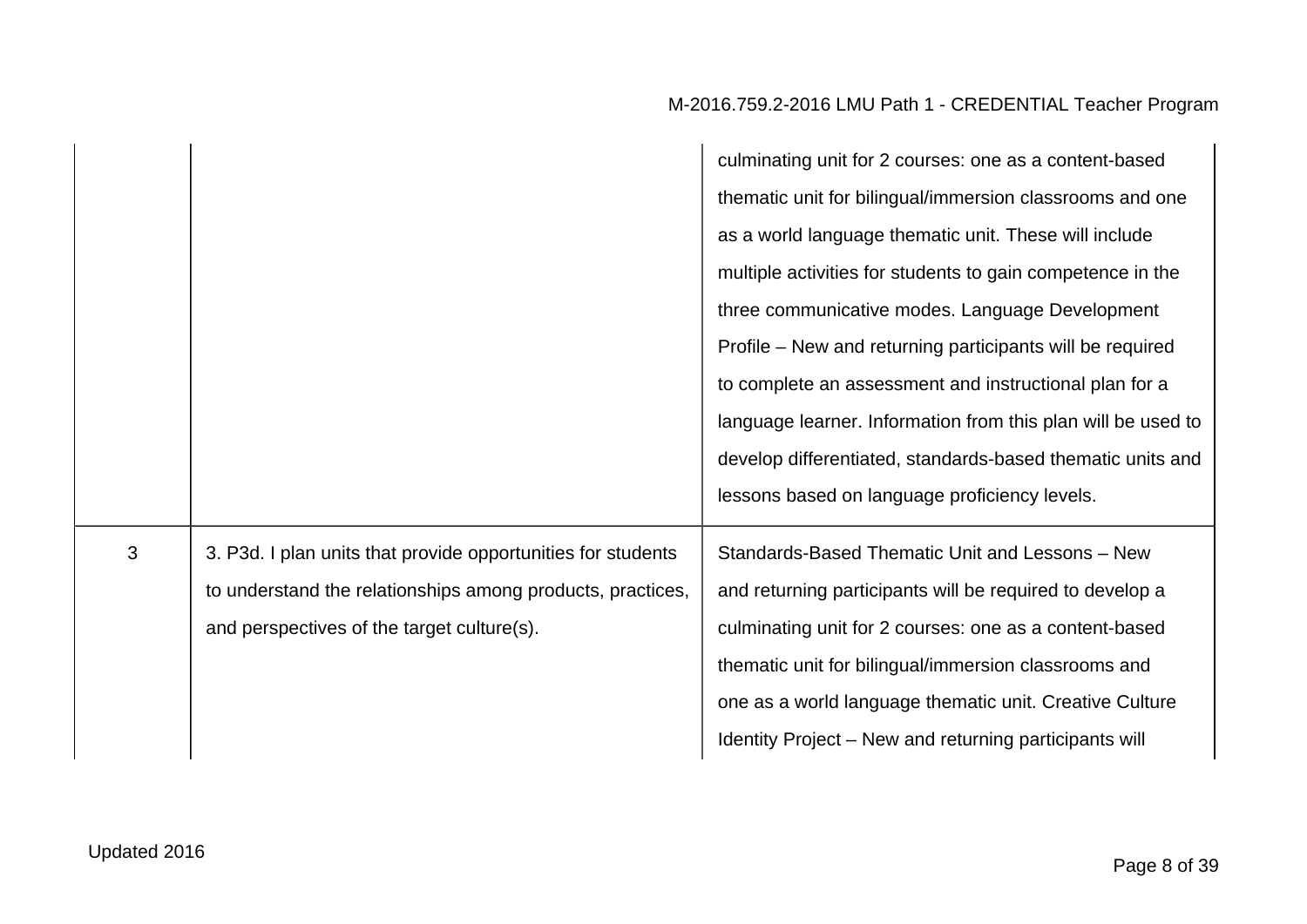| | | |
|---|---|---|
| | | culminating unit for 2 courses: one as a content-based thematic unit for bilingual/immersion classrooms and one as a world language thematic unit. These will include multiple activities for students to gain competence in the three communicative modes. Language Development Profile – New and returning participants will be required to complete an assessment and instructional plan for a language learner. Information from this plan will be used to develop differentiated, standards-based thematic units and lessons based on language proficiency levels. |
| 3 | 3. P3d. I plan units that provide opportunities for students to understand the relationships among products, practices, and perspectives of the target culture(s). | Standards-Based Thematic Unit and Lessons – New and returning participants will be required to develop a culminating unit for 2 courses: one as a content-based thematic unit for bilingual/immersion classrooms and one as a world language thematic unit. Creative Culture Identity Project – New and returning participants will |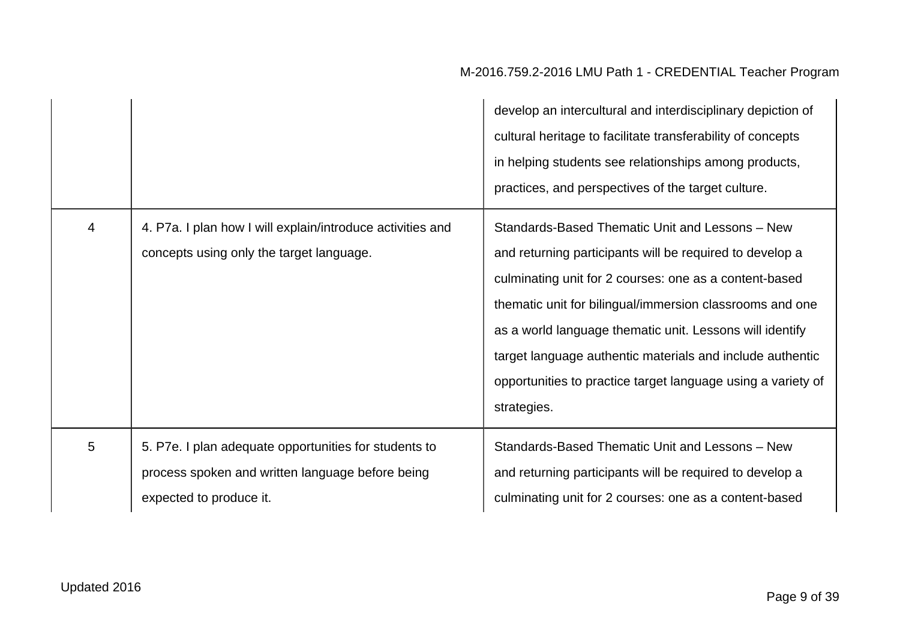| | | |
|---|---|---|
| | | develop an intercultural and interdisciplinary depiction of cultural heritage to facilitate transferability of concepts in helping students see relationships among products, practices, and perspectives of the target culture. |
| 4 | 4. P7a. I plan how I will explain/introduce activities and concepts using only the target language. | Standards-Based Thematic Unit and Lessons – New and returning participants will be required to develop a culminating unit for 2 courses: one as a content-based thematic unit for bilingual/immersion classrooms and one as a world language thematic unit. Lessons will identify target language authentic materials and include authentic opportunities to practice target language using a variety of strategies. |
| 5 | 5. P7e. I plan adequate opportunities for students to process spoken and written language before being expected to produce it. | Standards-Based Thematic Unit and Lessons – New and returning participants will be required to develop a culminating unit for 2 courses: one as a content-based |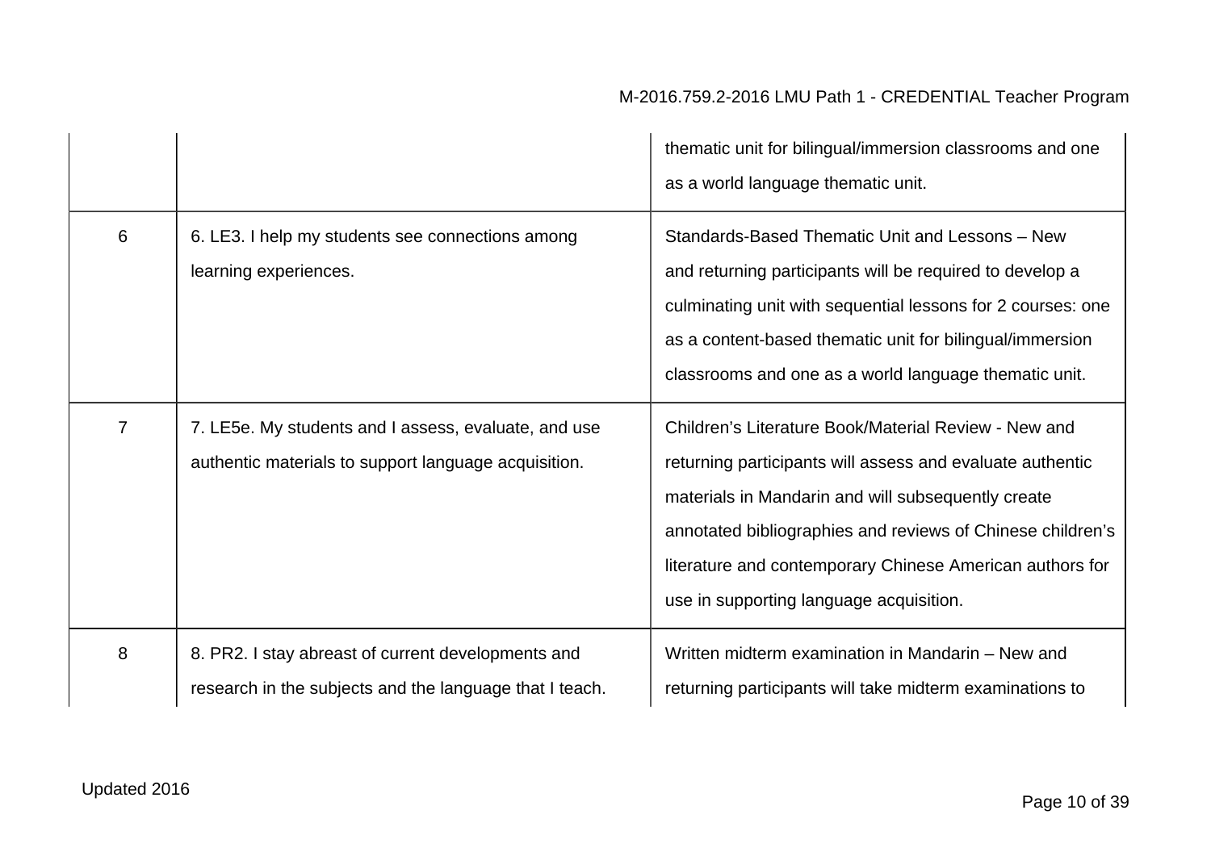| | | |
|---|---|---|
| | | thematic unit for bilingual/immersion classrooms and one as a world language thematic unit. |
| 6 | 6. LE3. I help my students see connections among learning experiences. | Standards-Based Thematic Unit and Lessons – New and returning participants will be required to develop a culminating unit with sequential lessons for 2 courses: one as a content-based thematic unit for bilingual/immersion classrooms and one as a world language thematic unit. |
| 7 | 7. LE5e. My students and I assess, evaluate, and use authentic materials to support language acquisition. | Children's Literature Book/Material Review - New and returning participants will assess and evaluate authentic materials in Mandarin and will subsequently create annotated bibliographies and reviews of Chinese children's literature and contemporary Chinese American authors for use in supporting language acquisition. |
| 8 | 8. PR2. I stay abreast of current developments and research in the subjects and the language that I teach. | Written midterm examination in Mandarin – New and returning participants will take midterm examinations to |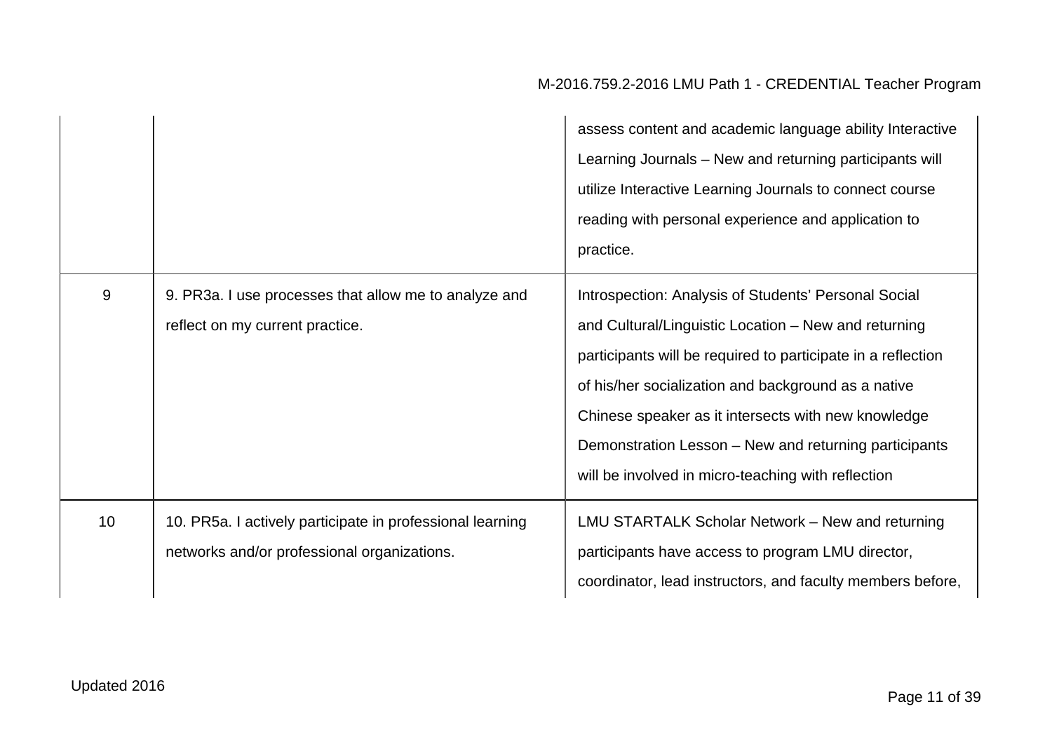| | | |
|---|---|---|
| | | assess content and academic language ability Interactive Learning Journals – New and returning participants will utilize Interactive Learning Journals to connect course reading with personal experience and application to practice. |
| 9 | 9. PR3a. I use processes that allow me to analyze and reflect on my current practice. | Introspection: Analysis of Students' Personal Social and Cultural/Linguistic Location – New and returning participants will be required to participate in a reflection of his/her socialization and background as a native Chinese speaker as it intersects with new knowledge Demonstration Lesson – New and returning participants will be involved in micro-teaching with reflection |
| 10 | 10. PR5a. I actively participate in professional learning networks and/or professional organizations. | LMU STARTALK Scholar Network – New and returning participants have access to program LMU director, coordinator, lead instructors, and faculty members before, |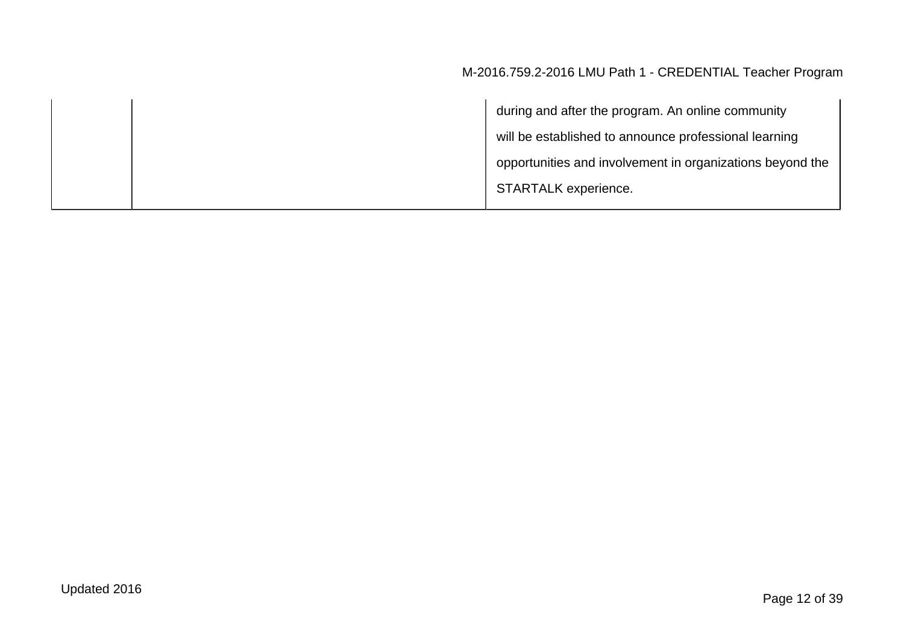|  |  | during and after the program. An online community will be established to announce professional learning opportunities and involvement in organizations beyond the STARTALK experience. |
|---|---|---|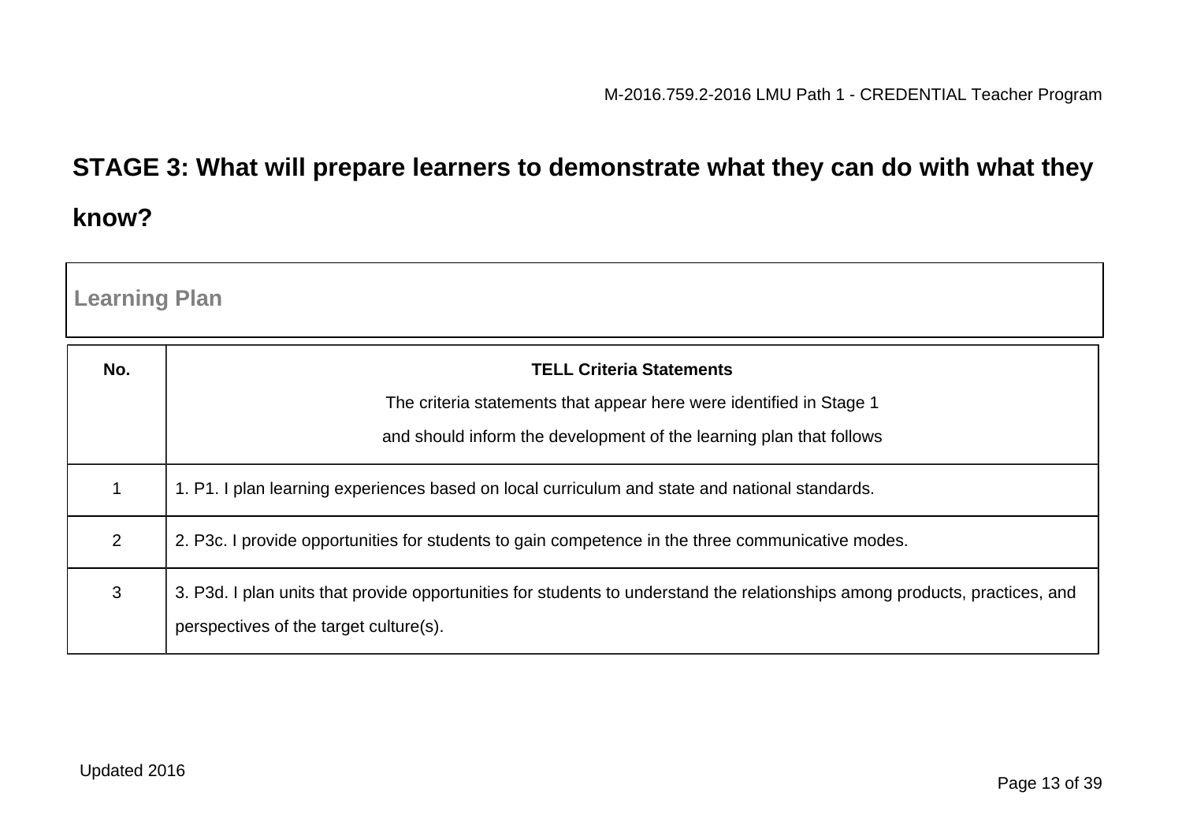## STAGE 3: What will prepare learners to demonstrate what they can do with what they know?

| Learning Plan |
|---|

| No. | **TELL Criteria Statements**<br>The criteria statements that appear here were identified in Stage 1<br>and should inform the development of the learning plan that follows |
|---|---|
| 1 | 1. P1. I plan learning experiences based on local curriculum and state and national standards. |
| 2 | 2. P3c. I provide opportunities for students to gain competence in the three communicative modes. |
| 3 | 3. P3d. I plan units that provide opportunities for students to understand the relationships among products, practices, and perspectives of the target culture(s). |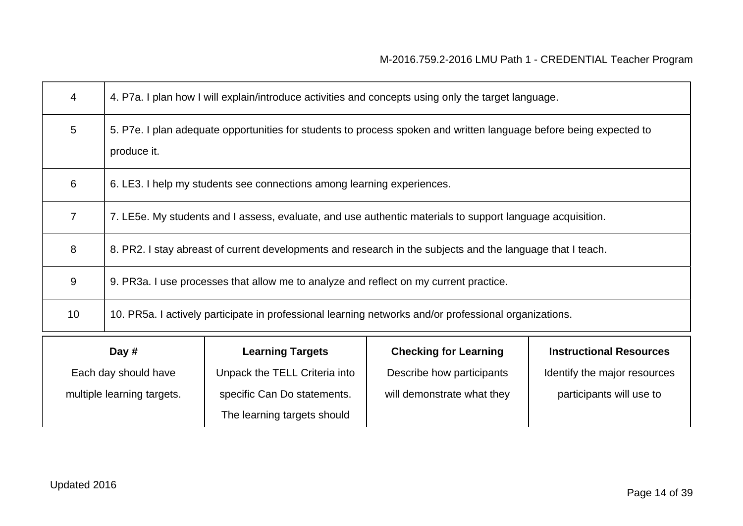| | |
|---|---|
| 4 | 4. P7a. I plan how I will explain/introduce activities and concepts using only the target language. |
| 5 | 5. P7e. I plan adequate opportunities for students to process spoken and written language before being expected to produce it. |
| 6 | 6. LE3. I help my students see connections among learning experiences. |
| 7 | 7. LE5e. My students and I assess, evaluate, and use authentic materials to support language acquisition. |
| 8 | 8. PR2. I stay abreast of current developments and research in the subjects and the language that I teach. |
| 9 | 9. PR3a. I use processes that allow me to analyze and reflect on my current practice. |
| 10 | 10. PR5a. I actively participate in professional learning networks and/or professional organizations. |

| **Day #** | **Learning Targets** | **Checking for Learning** | **Instructional Resources** |
|---|---|---|---|
| Each day should have multiple learning targets. | Unpack the TELL Criteria into specific Can Do statements. The learning targets should | Describe how participants will demonstrate what they | Identify the major resources participants will use to |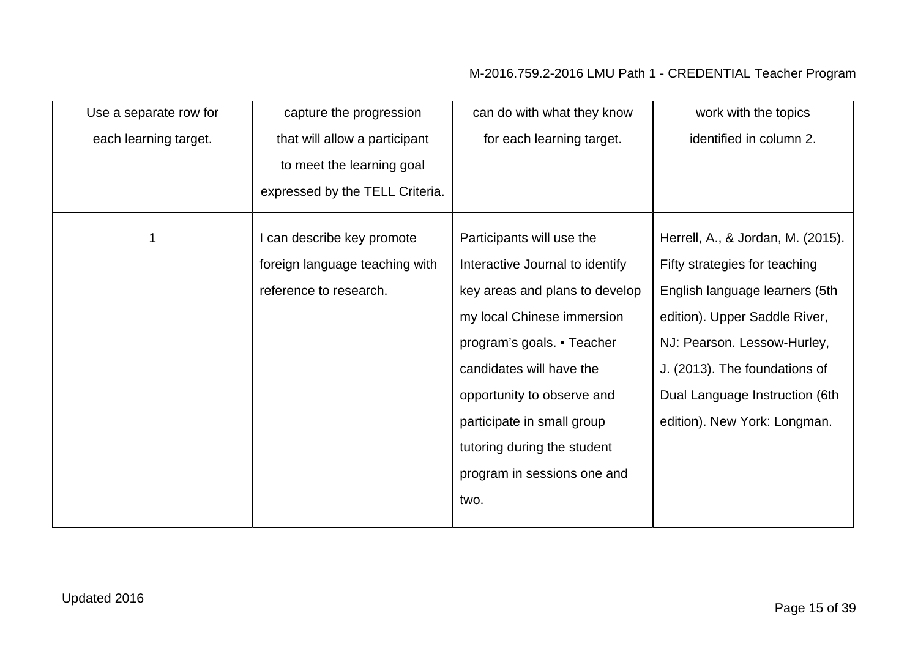| Use a separate row for each learning target. | capture the progression that will allow a participant to meet the learning goal expressed by the TELL Criteria. | can do with what they know for each learning target. | work with the topics identified in column 2. |
|---|---|---|---|
| 1 | I can describe key promote foreign language teaching with reference to research. | Participants will use the Interactive Journal to identify key areas and plans to develop my local Chinese immersion program's goals. • Teacher candidates will have the opportunity to observe and participate in small group tutoring during the student program in sessions one and two. | Herrell, A., & Jordan, M. (2015). Fifty strategies for teaching English language learners (5th edition). Upper Saddle River, NJ: Pearson. Lessow-Hurley, J. (2013). The foundations of Dual Language Instruction (6th edition). New York: Longman. |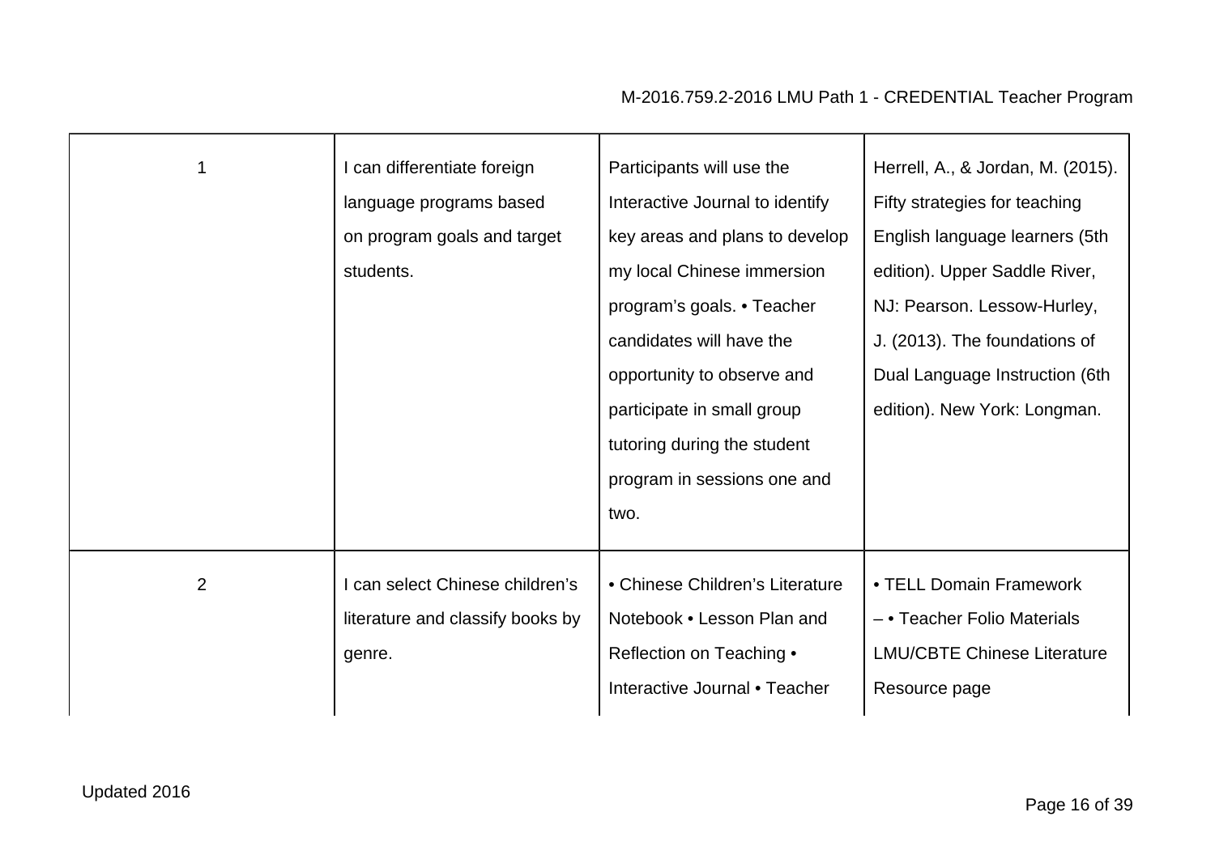| | | | |
|---|---|---|---|
| 1 | I can differentiate foreign language programs based on program goals and target students. | Participants will use the Interactive Journal to identify key areas and plans to develop my local Chinese immersion program's goals. • Teacher candidates will have the opportunity to observe and participate in small group tutoring during the student program in sessions one and two. | Herrell, A., & Jordan, M. (2015). Fifty strategies for teaching English language learners (5th edition). Upper Saddle River, NJ: Pearson. Lessow-Hurley, J. (2013). The foundations of Dual Language Instruction (6th edition). New York: Longman. |
| 2 | I can select Chinese children's literature and classify books by genre. | • Chinese Children's Literature Notebook • Lesson Plan and Reflection on Teaching • Interactive Journal • Teacher | • TELL Domain Framework – • Teacher Folio Materials LMU/CBTE Chinese Literature Resource page |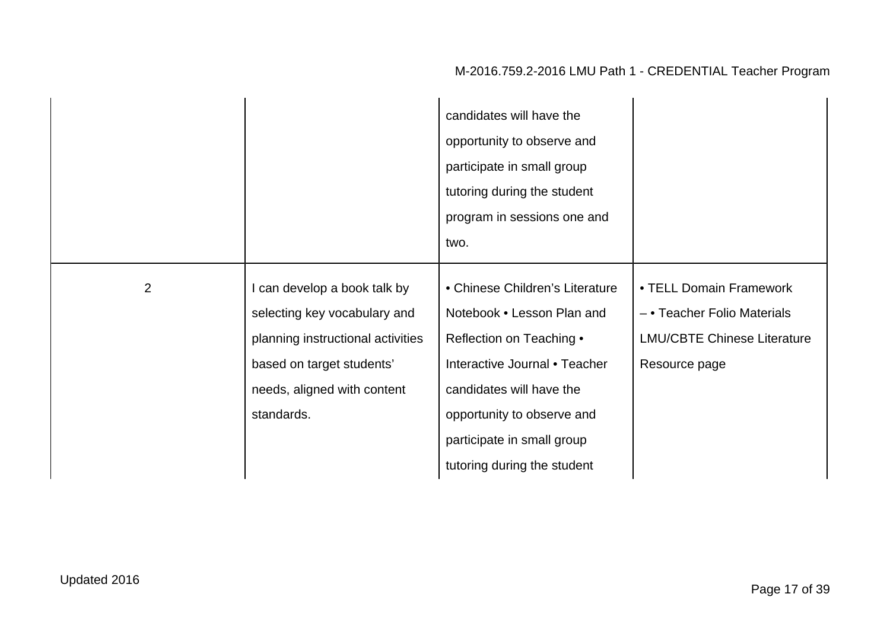| | | | |
|---|---|---|---|
| | | candidates will have the opportunity to observe and participate in small group tutoring during the student program in sessions one and two. | |
| 2 | I can develop a book talk by selecting key vocabulary and planning instructional activities based on target students' needs, aligned with content standards. | • Chinese Children's Literature Notebook • Lesson Plan and Reflection on Teaching • Interactive Journal • Teacher candidates will have the opportunity to observe and participate in small group tutoring during the student | • TELL Domain Framework – • Teacher Folio Materials LMU/CBTE Chinese Literature Resource page |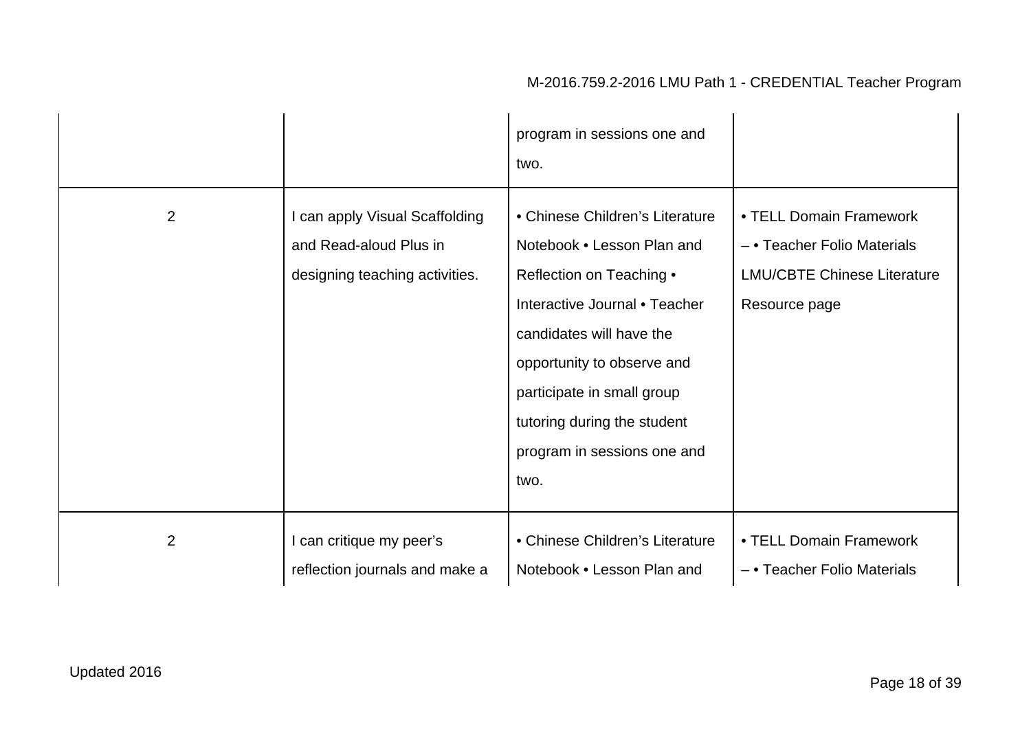| | | | |
|---|---|---|---|
| | | program in sessions one and two. | |
| 2 | I can apply Visual Scaffolding and Read-aloud Plus in designing teaching activities. | • Chinese Children's Literature Notebook • Lesson Plan and Reflection on Teaching • Interactive Journal • Teacher candidates will have the opportunity to observe and participate in small group tutoring during the student program in sessions one and two. | • TELL Domain Framework – • Teacher Folio Materials LMU/CBTE Chinese Literature Resource page |
| 2 | I can critique my peer's reflection journals and make a | • Chinese Children's Literature Notebook • Lesson Plan and | • TELL Domain Framework – • Teacher Folio Materials |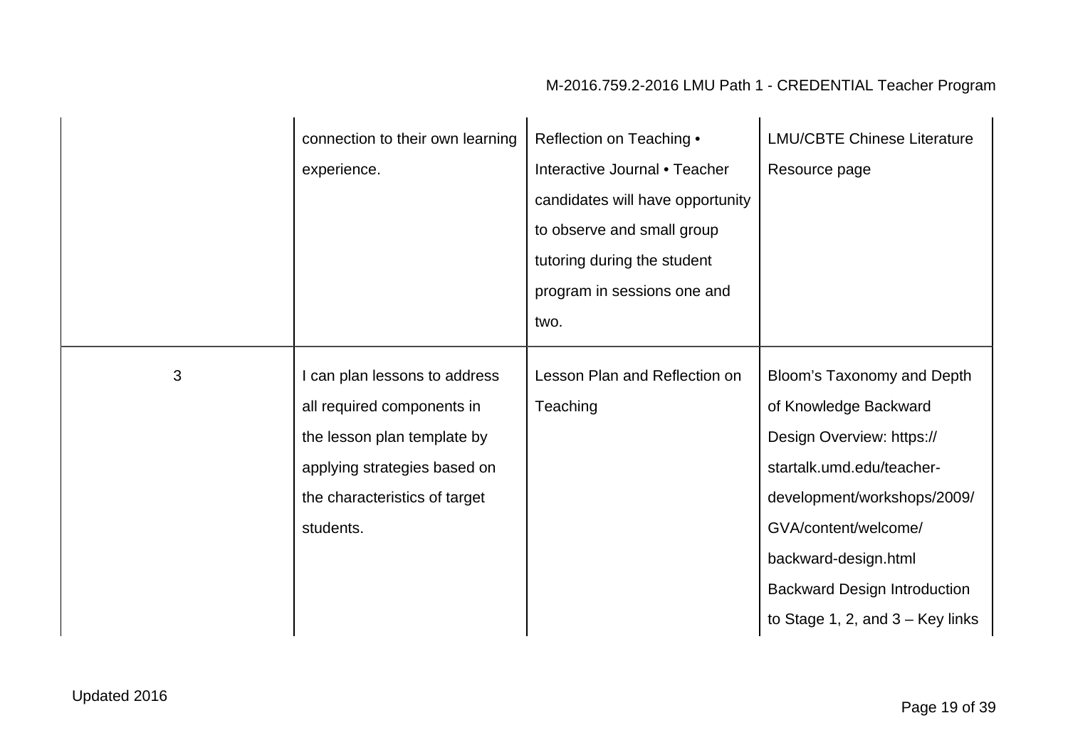|  |  |  |  |
|---|---|---|---|
|  | connection to their own learning experience. | Reflection on Teaching • Interactive Journal • Teacher candidates will have opportunity to observe and small group tutoring during the student program in sessions one and two. | LMU/CBTE Chinese Literature Resource page |
| 3 | I can plan lessons to address all required components in the lesson plan template by applying strategies based on the characteristics of target students. | Lesson Plan and Reflection on Teaching | Bloom's Taxonomy and Depth of Knowledge Backward Design Overview: https://startalk.umd.edu/teacher-development/workshops/2009/GVA/content/welcome/backward-design.html Backward Design Introduction to Stage 1, 2, and 3 – Key links |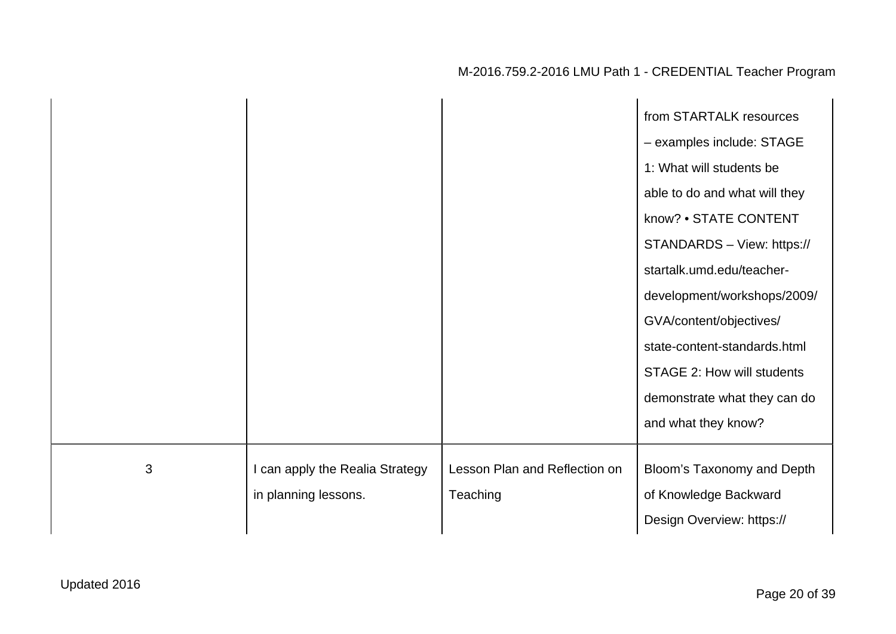| | | | |
|---|---|---|---|
| | | | from STARTALK resources – examples include: STAGE 1: What will students be able to do and what will they know? • STATE CONTENT STANDARDS – View: https://startalk.umd.edu/teacher-development/workshops/2009/GVA/content/objectives/state-content-standards.html STAGE 2: How will students demonstrate what they can do and what they know? |
| 3 | I can apply the Realia Strategy in planning lessons. | Lesson Plan and Reflection on Teaching | Bloom's Taxonomy and Depth of Knowledge Backward Design Overview: https:// |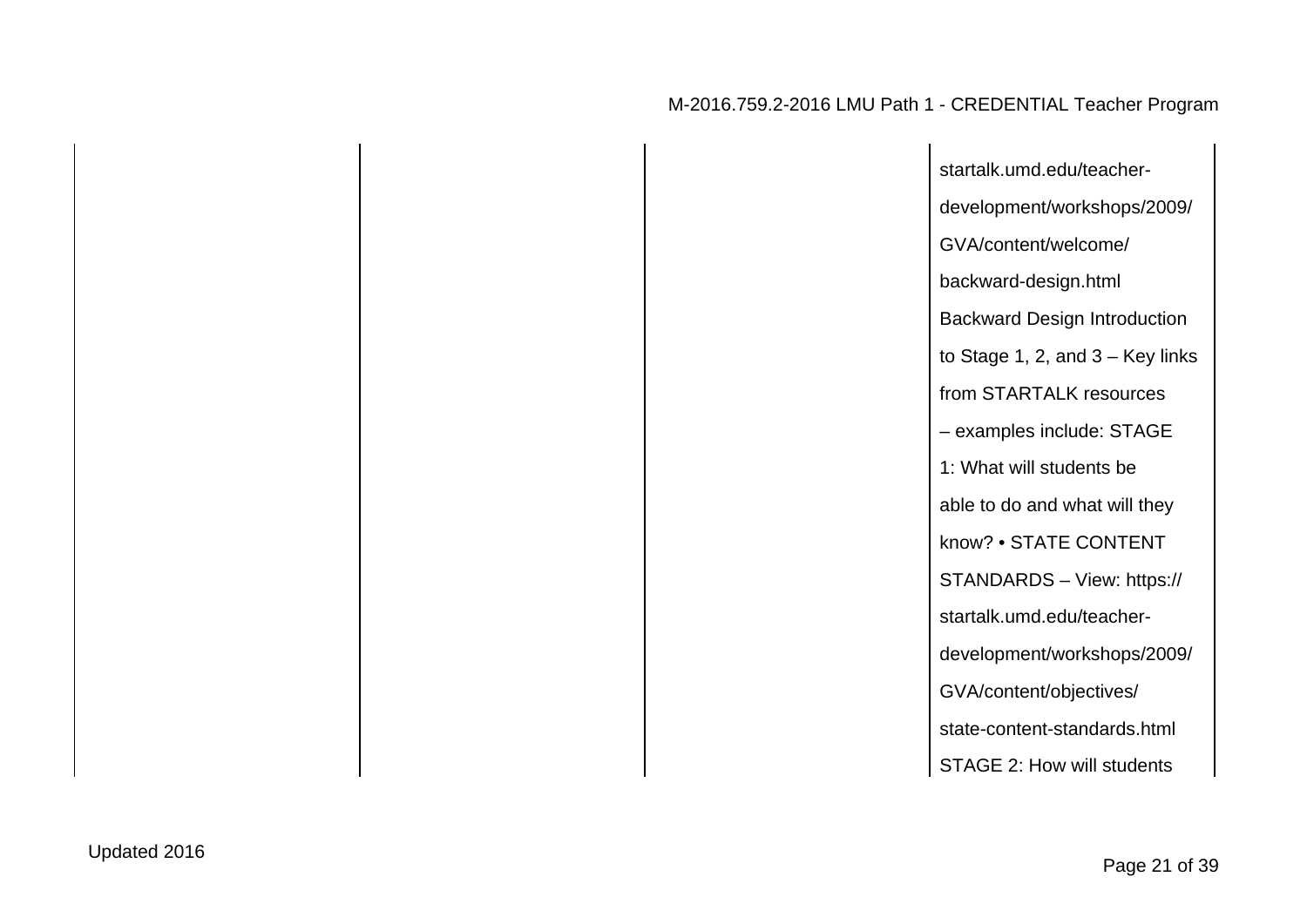|  |  |  | startalk.umd.edu/teacher-development/workshops/2009/GVA/content/welcome/backward-design.html Backward Design Introduction to Stage 1, 2, and 3 – Key links from STARTALK resources – examples include: STAGE 1: What will students be able to do and what will they know? • STATE CONTENT STANDARDS – View: https://startalk.umd.edu/teacher-development/workshops/2009/GVA/content/objectives/state-content-standards.html STAGE 2: How will students |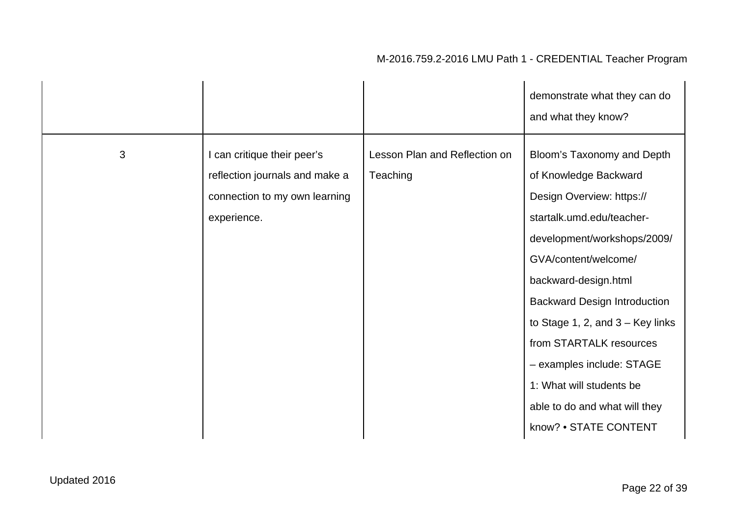| | | | |
|---|---|---|---|
| | | | demonstrate what they can do and what they know? |
| 3 | I can critique their peer's reflection journals and make a connection to my own learning experience. | Lesson Plan and Reflection on Teaching | Bloom's Taxonomy and Depth of Knowledge Backward Design Overview: https://startalk.umd.edu/teacher-development/workshops/2009/GVA/content/welcome/backward-design.html Backward Design Introduction to Stage 1, 2, and 3 – Key links from STARTALK resources – examples include: STAGE 1: What will students be able to do and what will they know? • STATE CONTENT |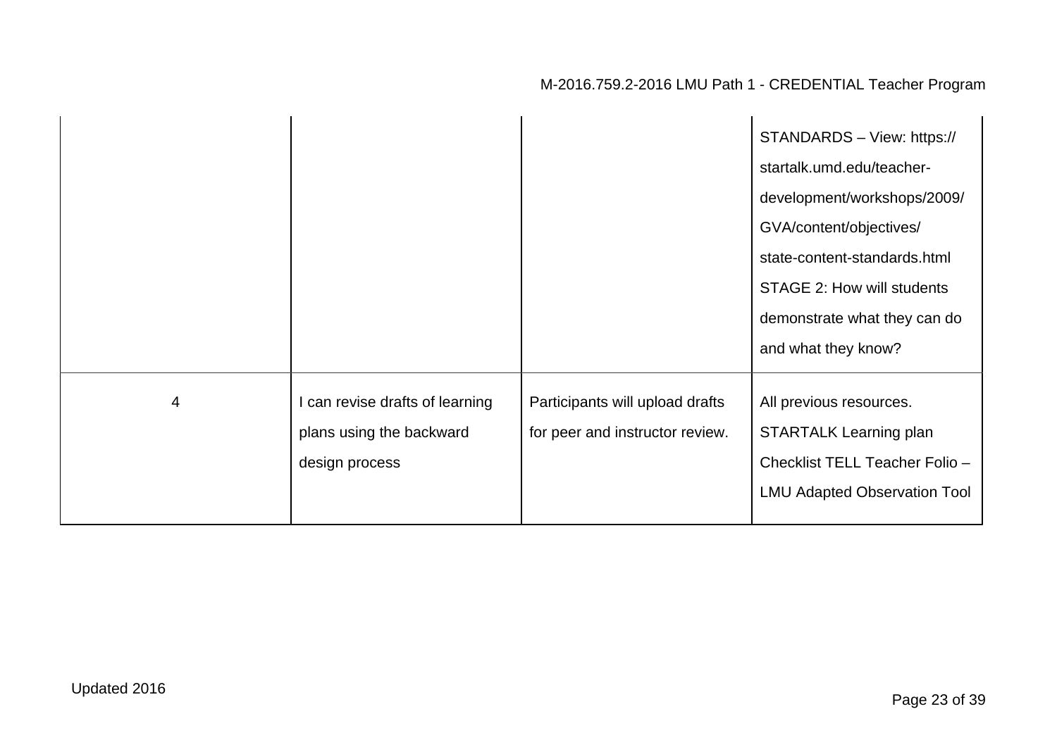| | | | |
|---|---|---|---|
| | | | STANDARDS – View: https://startalk.umd.edu/teacher-development/workshops/2009/GVA/content/objectives/state-content-standards.html STAGE 2: How will students demonstrate what they can do and what they know? |
| 4 | I can revise drafts of learning plans using the backward design process | Participants will upload drafts for peer and instructor review. | All previous resources. STARTALK Learning plan Checklist TELL Teacher Folio – LMU Adapted Observation Tool |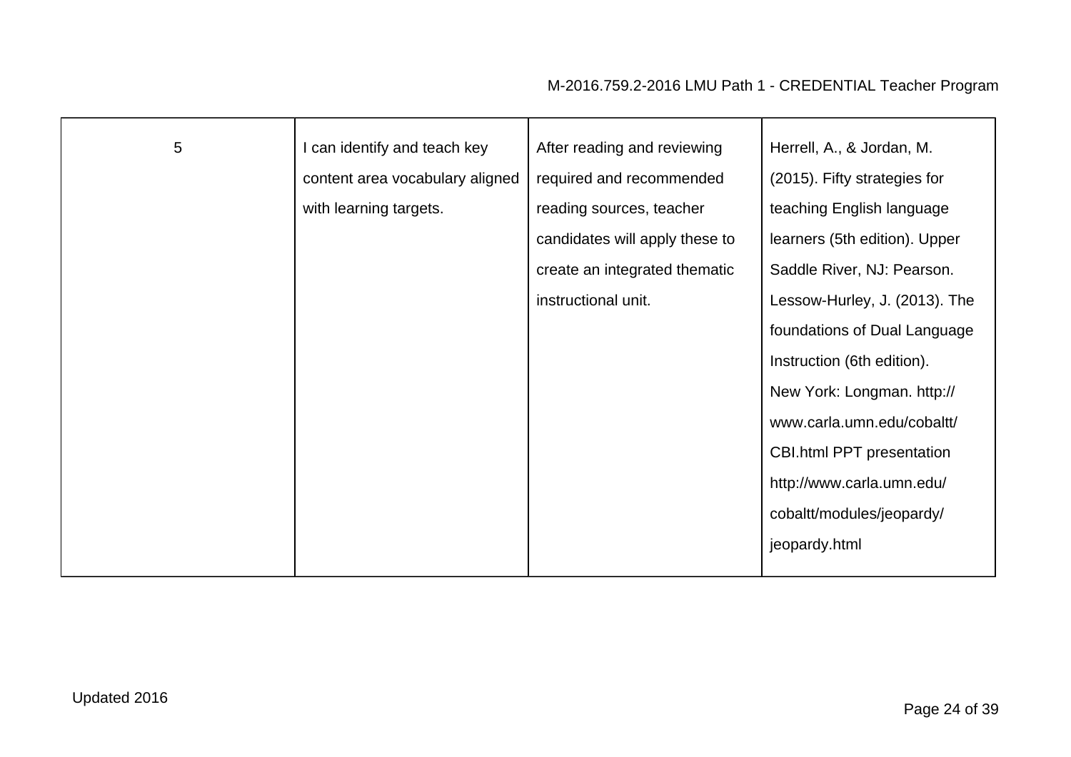| | | | |
|---|---|---|---|
| 5 | I can identify and teach key content area vocabulary aligned with learning targets. | After reading and reviewing required and recommended reading sources, teacher candidates will apply these to create an integrated thematic instructional unit. | Herrell, A., & Jordan, M. (2015). Fifty strategies for teaching English language learners (5th edition). Upper Saddle River, NJ: Pearson. Lessow-Hurley, J. (2013). The foundations of Dual Language Instruction (6th edition). New York: Longman. http://www.carla.umn.edu/cobaltt/CBI.html PPT presentation http://www.carla.umn.edu/cobaltt/modules/jeopardy/jeopardy.html |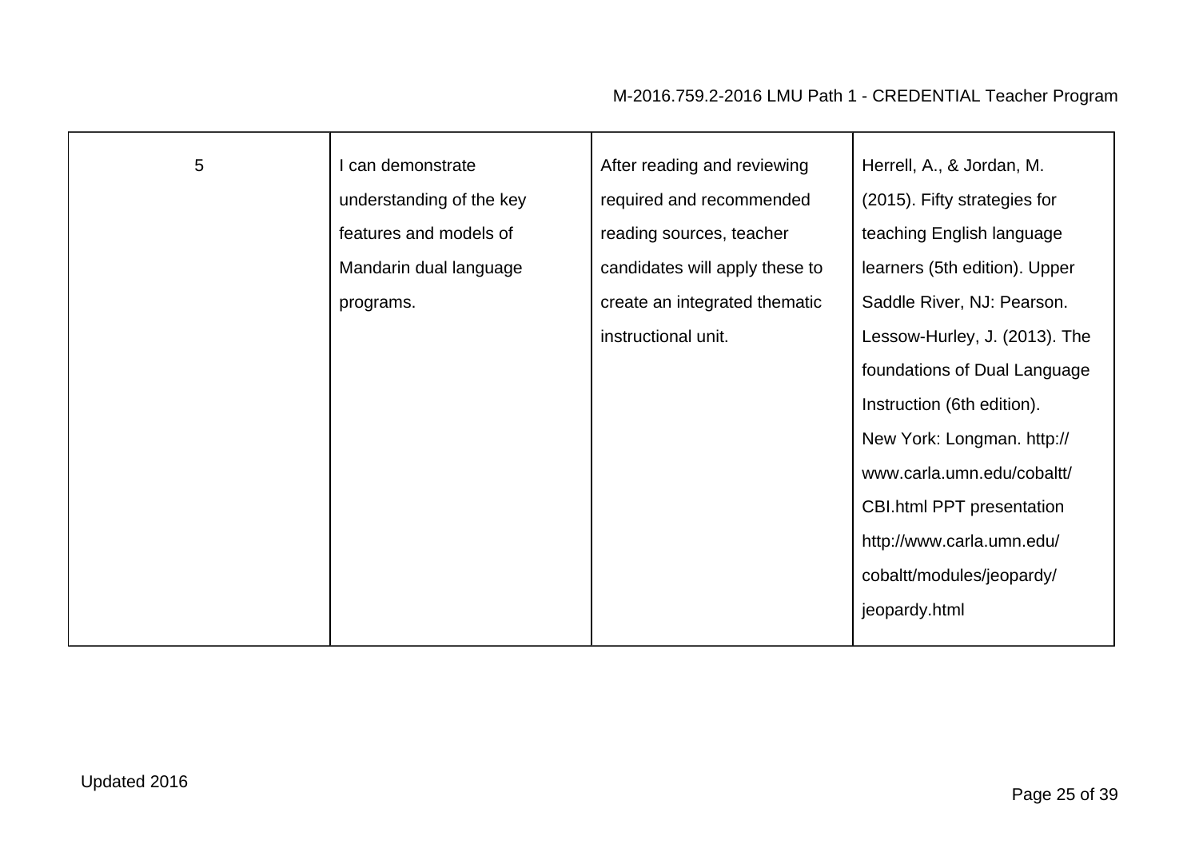| 5 | I can demonstrate understanding of the key features and models of Mandarin dual language programs. | After reading and reviewing required and recommended reading sources, teacher candidates will apply these to create an integrated thematic instructional unit. | Herrell, A., & Jordan, M. (2015). Fifty strategies for teaching English language learners (5th edition). Upper Saddle River, NJ: Pearson. Lessow-Hurley, J. (2013). The foundations of Dual Language Instruction (6th edition). New York: Longman. http://www.carla.umn.edu/cobaltt/CBI.html PPT presentation http://www.carla.umn.edu/cobaltt/modules/jeopardy/jeopardy.html |
|---|---|---|---|

Updated 2016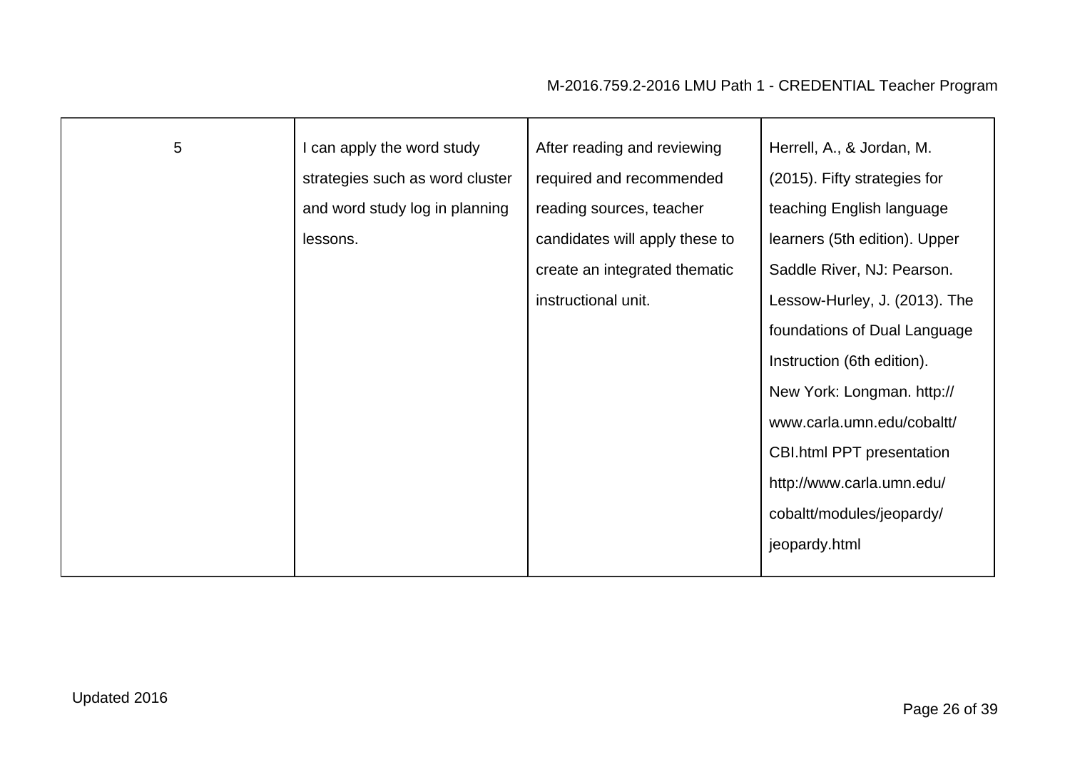| | | | |
|---|---|---|---|
| 5 | I can apply the word study strategies such as word cluster and word study log in planning lessons. | After reading and reviewing required and recommended reading sources, teacher candidates will apply these to create an integrated thematic instructional unit. | Herrell, A., & Jordan, M. (2015). Fifty strategies for teaching English language learners (5th edition). Upper Saddle River, NJ: Pearson. Lessow-Hurley, J. (2013). The foundations of Dual Language Instruction (6th edition). New York: Longman. http://www.carla.umn.edu/cobaltt/CBI.html PPT presentation http://www.carla.umn.edu/cobaltt/modules/jeopardy/jeopardy.html |

Updated 2016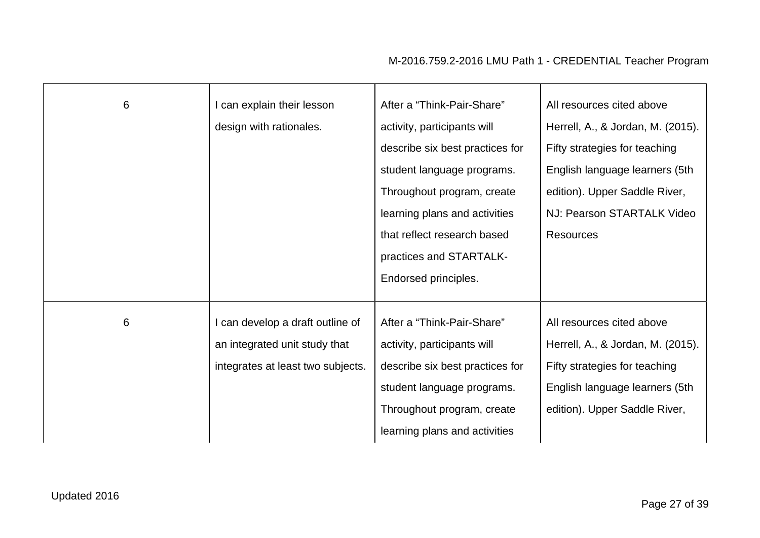| | | | |
|---|---|---|---|
| 6 | I can explain their lesson design with rationales. | After a “Think-Pair-Share” activity, participants will describe six best practices for student language programs. Throughout program, create learning plans and activities that reflect research based practices and STARTALK-Endorsed principles. | All resources cited above Herrell, A., & Jordan, M. (2015). Fifty strategies for teaching English language learners (5th edition). Upper Saddle River, NJ: Pearson STARTALK Video Resources |
| 6 | I can develop a draft outline of an integrated unit study that integrates at least two subjects. | After a “Think-Pair-Share” activity, participants will describe six best practices for student language programs. Throughout program, create learning plans and activities | All resources cited above Herrell, A., & Jordan, M. (2015). Fifty strategies for teaching English language learners (5th edition). Upper Saddle River, |

Updated 2016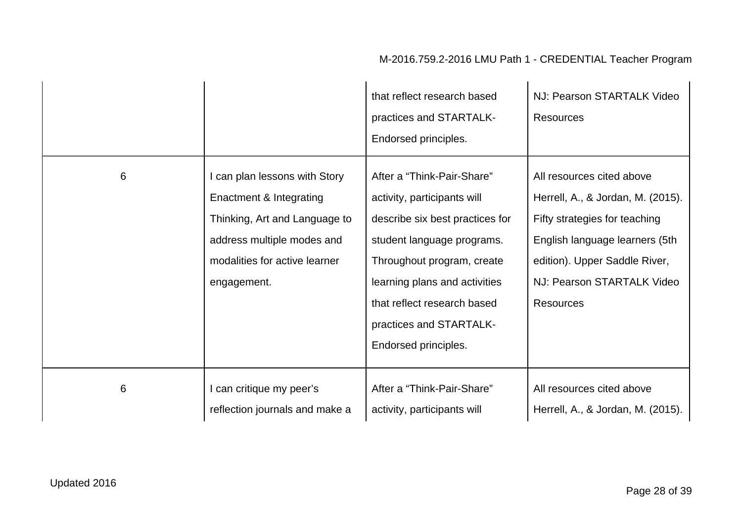| | | that reflect research based practices and STARTALK-Endorsed principles. | NJ: Pearson STARTALK Video Resources |
|---|---|---|---|
| 6 | I can plan lessons with Story Enactment & Integrating Thinking, Art and Language to address multiple modes and modalities for active learner engagement. | After a "Think-Pair-Share" activity, participants will describe six best practices for student language programs. Throughout program, create learning plans and activities that reflect research based practices and STARTALK-Endorsed principles. | All resources cited above Herrell, A., & Jordan, M. (2015). Fifty strategies for teaching English language learners (5th edition). Upper Saddle River, NJ: Pearson STARTALK Video Resources |
| 6 | I can critique my peer's reflection journals and make a | After a "Think-Pair-Share" activity, participants will | All resources cited above Herrell, A., & Jordan, M. (2015). |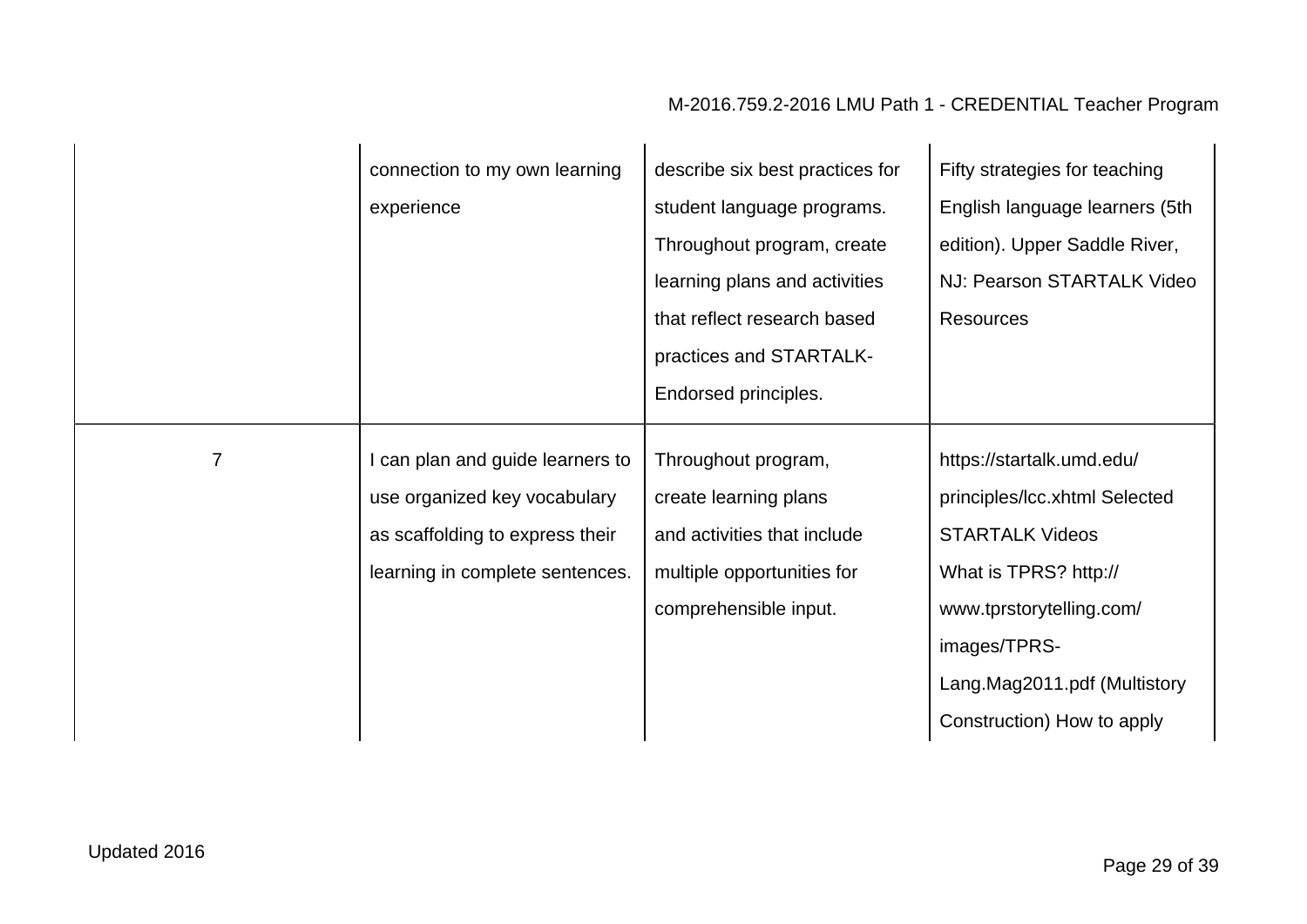| | | | |
|---|---|---|---|
| | connection to my own learning experience | describe six best practices for student language programs. Throughout program, create learning plans and activities that reflect research based practices and STARTALK-Endorsed principles. | Fifty strategies for teaching English language learners (5th edition). Upper Saddle River, NJ: Pearson STARTALK Video Resources |
| 7 | I can plan and guide learners to use organized key vocabulary as scaffolding to express their learning in complete sentences. | Throughout program, create learning plans and activities that include multiple opportunities for comprehensible input. | https://startalk.umd.edu/principles/lcc.xhtml Selected STARTALK Videos What is TPRS? http://www.tprstorytelling.com/images/TPRS-Lang.Mag2011.pdf (Multistory Construction) How to apply |

Updated 2016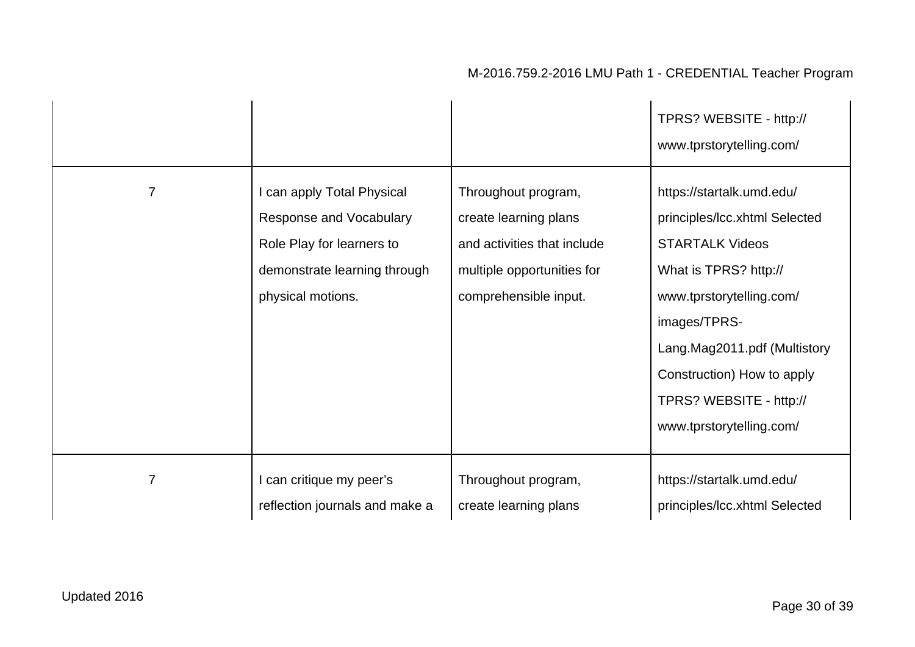| | | | |
|---|---|---|---|
| | | | TPRS? WEBSITE - http:// www.tprstorytelling.com/ |
| 7 | I can apply Total Physical Response and Vocabulary Role Play for learners to demonstrate learning through physical motions. | Throughout program, create learning plans and activities that include multiple opportunities for comprehensible input. | https://startalk.umd.edu/ principles/lcc.xhtml Selected STARTALK Videos What is TPRS? http:// www.tprstorytelling.com/ images/TPRS- Lang.Mag2011.pdf (Multistory Construction) How to apply TPRS? WEBSITE - http:// www.tprstorytelling.com/ |
| 7 | I can critique my peer's reflection journals and make a | Throughout program, create learning plans | https://startalk.umd.edu/ principles/lcc.xhtml Selected |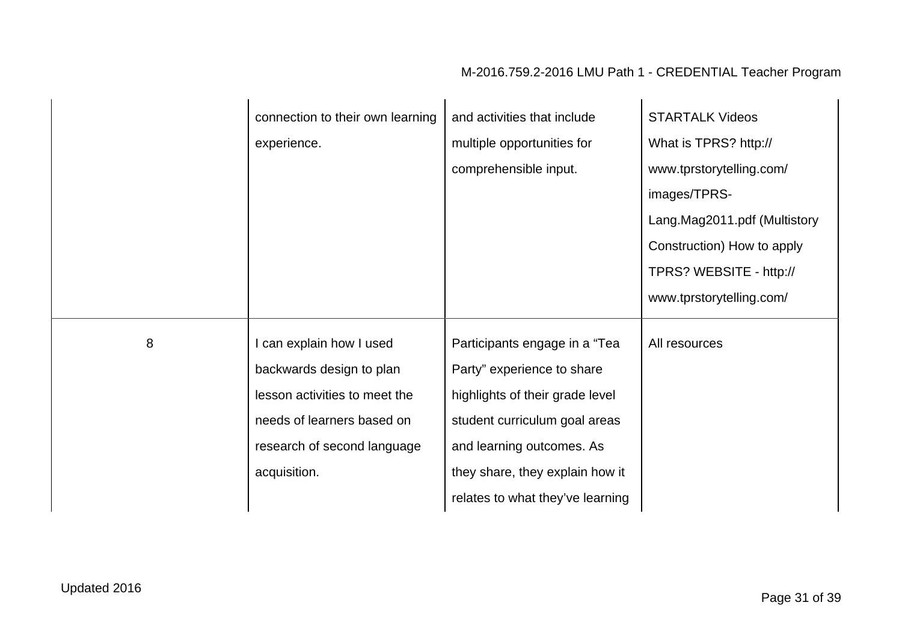| | | | |
|---|---|---|---|
| | connection to their own learning experience. | and activities that include multiple opportunities for comprehensible input. | STARTALK Videos What is TPRS? http:// www.tprstorytelling.com/ images/TPRS-Lang.Mag2011.pdf (Multistory Construction) How to apply TPRS? WEBSITE - http:// www.tprstorytelling.com/ |
| 8 | I can explain how I used backwards design to plan lesson activities to meet the needs of learners based on research of second language acquisition. | Participants engage in a "Tea Party" experience to share highlights of their grade level student curriculum goal areas and learning outcomes. As they share, they explain how it relates to what they've learning | All resources |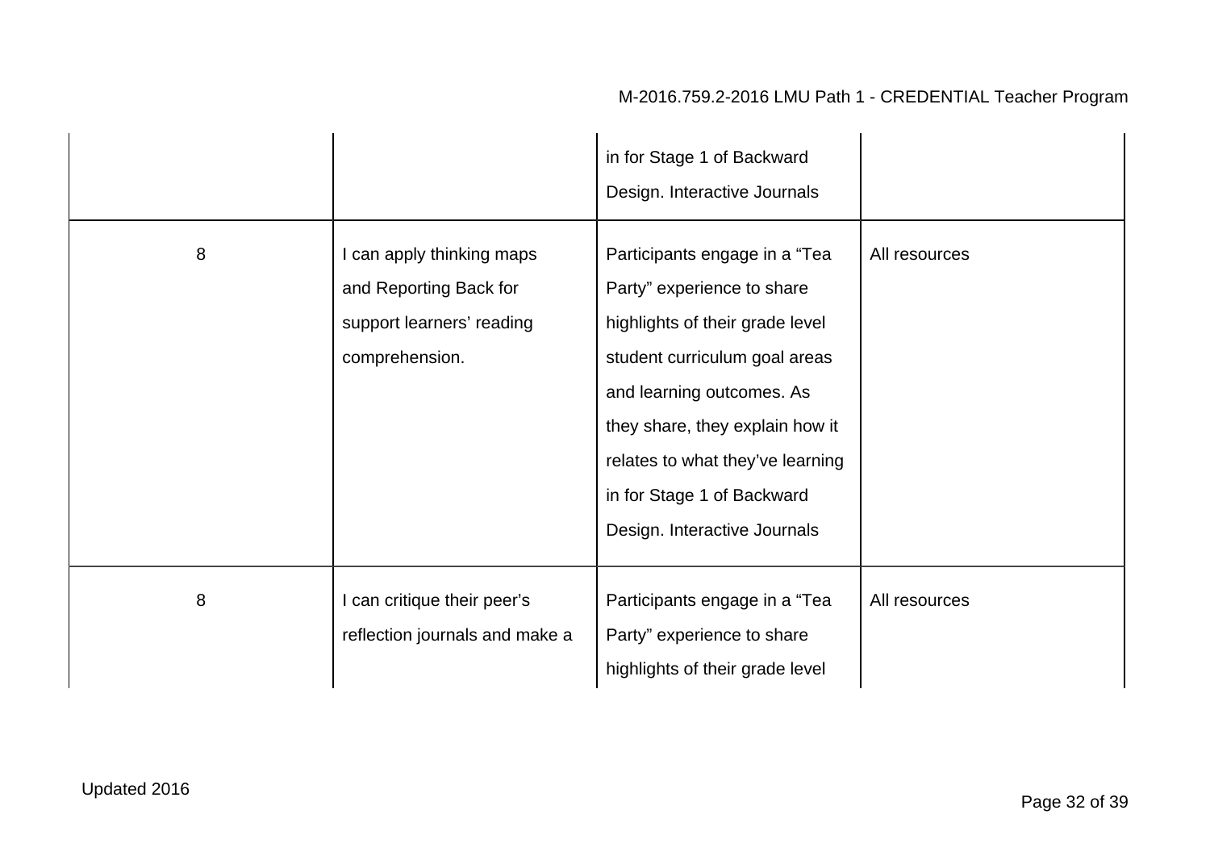| | | | |
|---|---|---|---|
| | | in for Stage 1 of Backward Design. Interactive Journals | |
| 8 | I can apply thinking maps and Reporting Back for support learners' reading comprehension. | Participants engage in a "Tea Party" experience to share highlights of their grade level student curriculum goal areas and learning outcomes. As they share, they explain how it relates to what they've learning in for Stage 1 of Backward Design. Interactive Journals | All resources |
| 8 | I can critique their peer's reflection journals and make a | Participants engage in a "Tea Party" experience to share highlights of their grade level | All resources |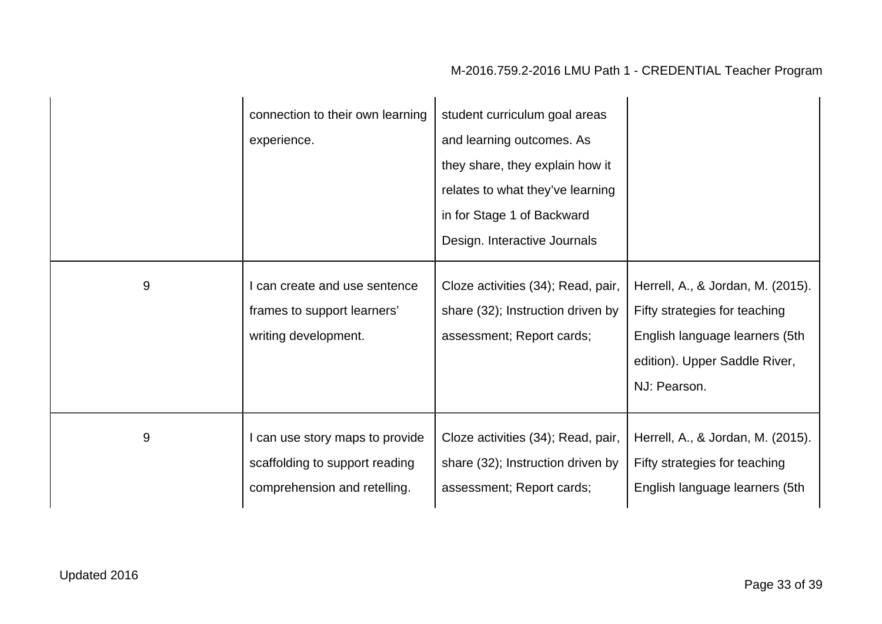| | | | |
|---|---|---|---|
| | connection to their own learning experience. | student curriculum goal areas and learning outcomes. As they share, they explain how it relates to what they've learning in for Stage 1 of Backward Design. Interactive Journals | |
| 9 | I can create and use sentence frames to support learners' writing development. | Cloze activities (34); Read, pair, share (32); Instruction driven by assessment; Report cards; | Herrell, A., & Jordan, M. (2015). Fifty strategies for teaching English language learners (5th edition). Upper Saddle River, NJ: Pearson. |
| 9 | I can use story maps to provide scaffolding to support reading comprehension and retelling. | Cloze activities (34); Read, pair, share (32); Instruction driven by assessment; Report cards; | Herrell, A., & Jordan, M. (2015). Fifty strategies for teaching English language learners (5th |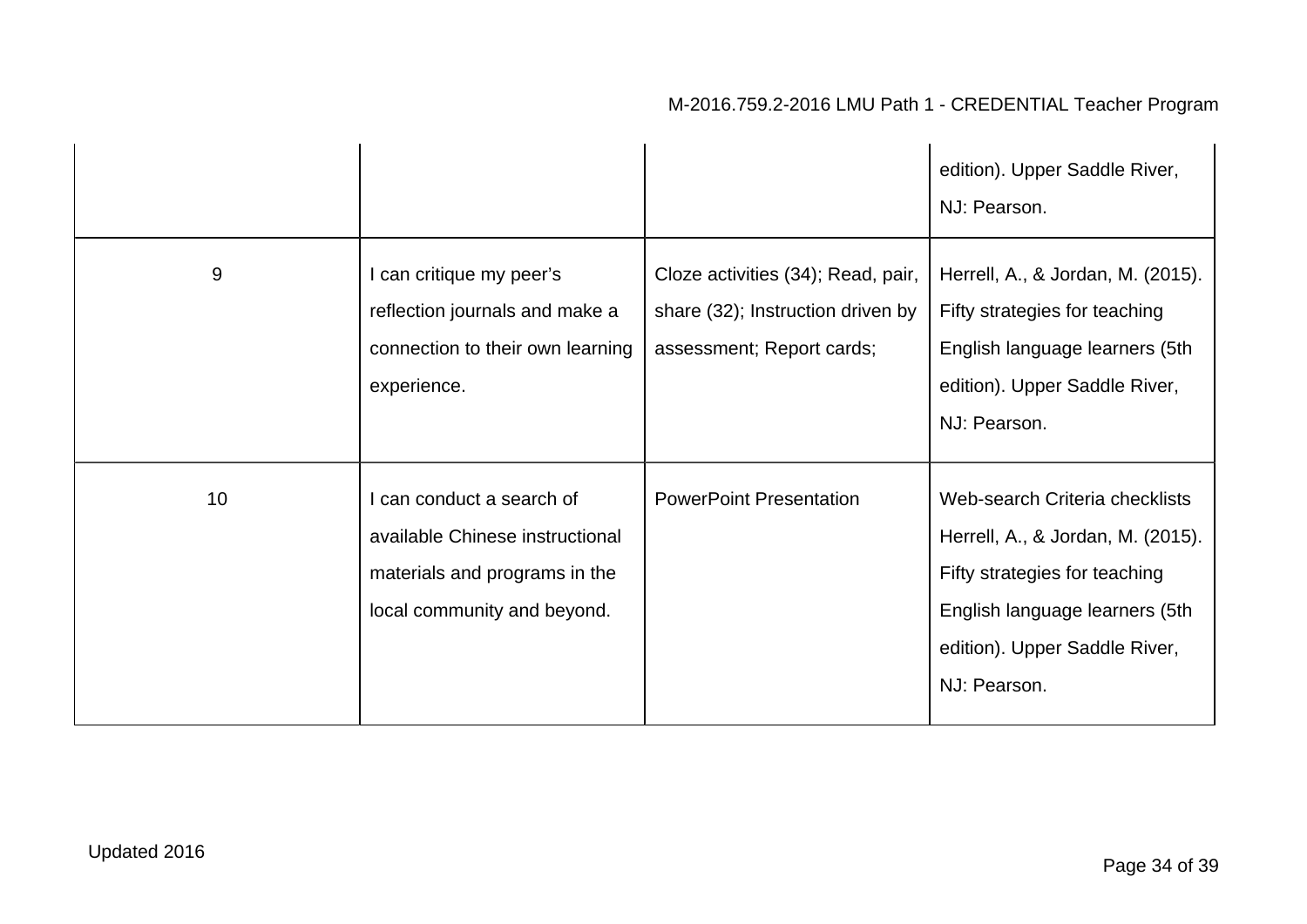| | | | edition). Upper Saddle River, NJ: Pearson. |
|---|---|---|---|
| 9 | I can critique my peer's reflection journals and make a connection to their own learning experience. | Cloze activities (34); Read, pair, share (32); Instruction driven by assessment; Report cards; | Herrell, A., & Jordan, M. (2015). Fifty strategies for teaching English language learners (5th edition). Upper Saddle River, NJ: Pearson. |
| 10 | I can conduct a search of available Chinese instructional materials and programs in the local community and beyond. | PowerPoint Presentation | Web-search Criteria checklists Herrell, A., & Jordan, M. (2015). Fifty strategies for teaching English language learners (5th edition). Upper Saddle River, NJ: Pearson. |

Updated 2016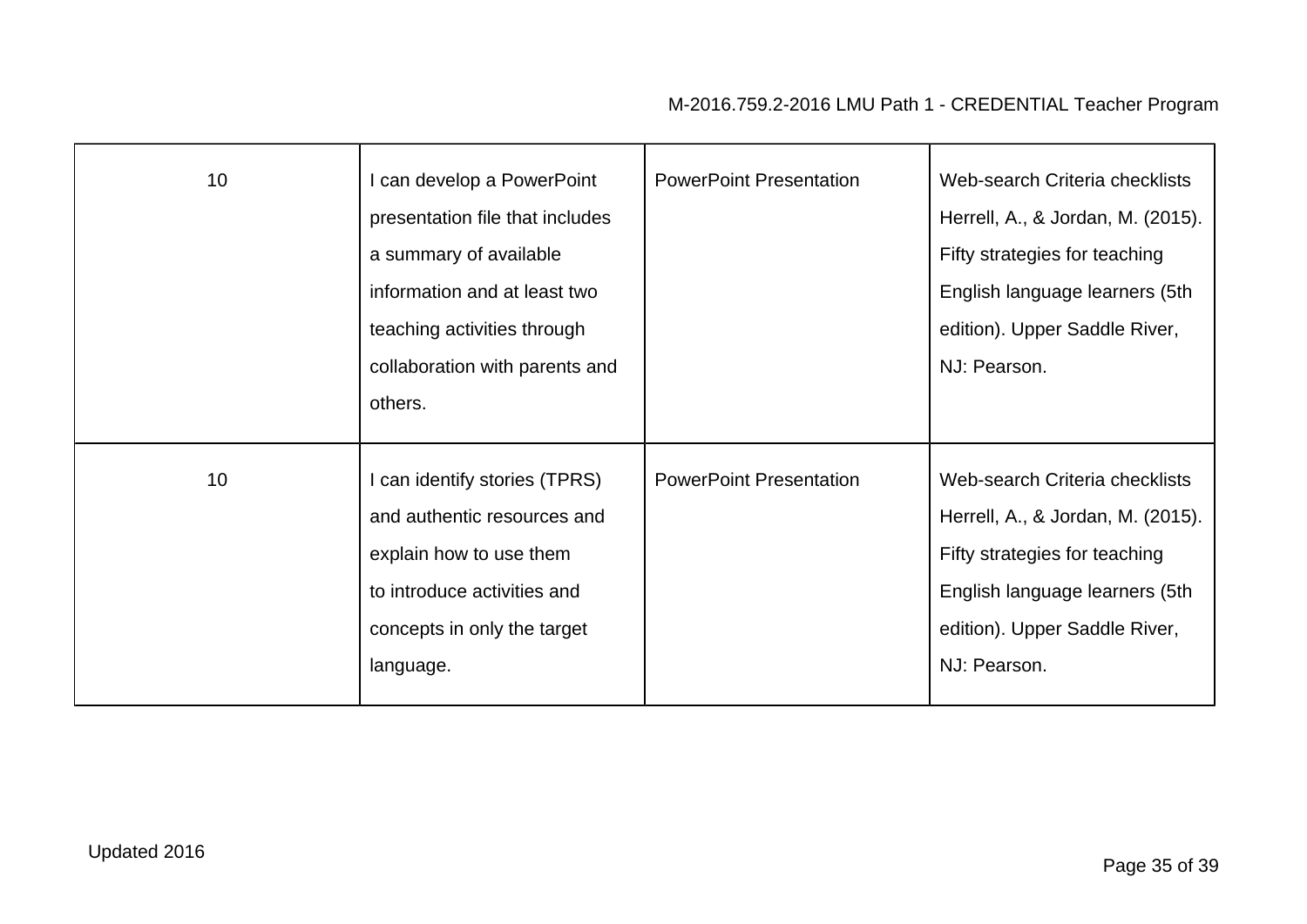| | | | |
|---|---|---|---|
| 10 | I can develop a PowerPoint presentation file that includes a summary of available information and at least two teaching activities through collaboration with parents and others. | PowerPoint Presentation | Web-search Criteria checklists Herrell, A., & Jordan, M. (2015). Fifty strategies for teaching English language learners (5th edition). Upper Saddle River, NJ: Pearson. |
| 10 | I can identify stories (TPRS) and authentic resources and explain how to use them to introduce activities and concepts in only the target language. | PowerPoint Presentation | Web-search Criteria checklists Herrell, A., & Jordan, M. (2015). Fifty strategies for teaching English language learners (5th edition). Upper Saddle River, NJ: Pearson. |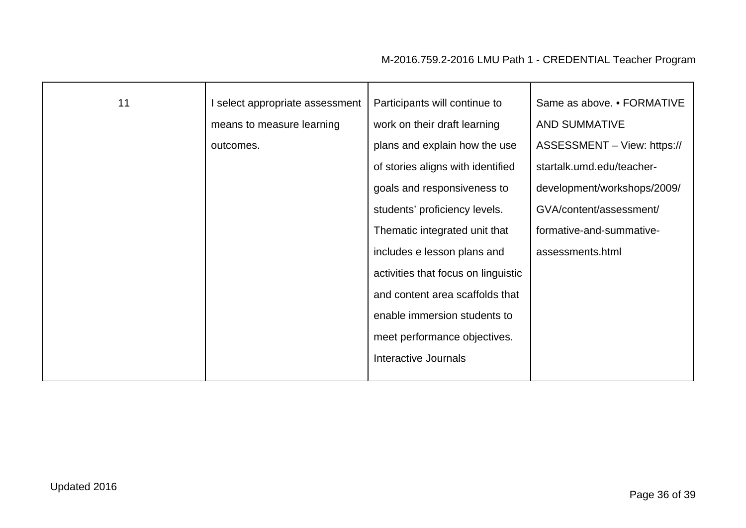| 11 | I select appropriate assessment means to measure learning outcomes. | Participants will continue to work on their draft learning plans and explain how the use of stories aligns with identified goals and responsiveness to students' proficiency levels. Thematic integrated unit that includes e lesson plans and activities that focus on linguistic and content area scaffolds that enable immersion students to meet performance objectives. Interactive Journals | Same as above. • FORMATIVE AND SUMMATIVE ASSESSMENT – View: https://startalk.umd.edu/teacher-development/workshops/2009/GVA/content/assessment/formative-and-summative-assessments.html |
|---|---|---|---|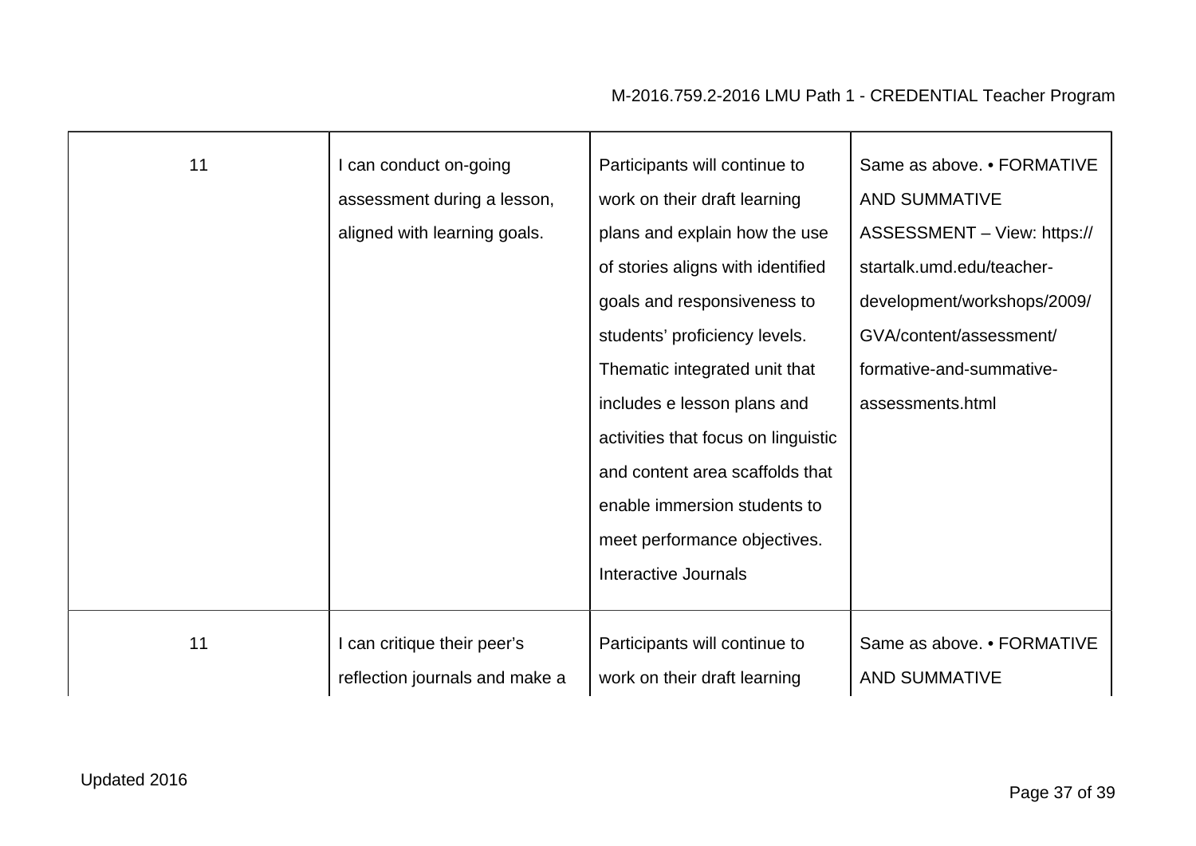| 11 | I can conduct on-going assessment during a lesson, aligned with learning goals. | Participants will continue to work on their draft learning plans and explain how the use of stories aligns with identified goals and responsiveness to students' proficiency levels. Thematic integrated unit that includes e lesson plans and activities that focus on linguistic and content area scaffolds that enable immersion students to meet performance objectives. Interactive Journals | Same as above. • FORMATIVE AND SUMMATIVE ASSESSMENT – View: https://startalk.umd.edu/teacher-development/workshops/2009/GVA/content/assessment/formative-and-summative-assessments.html |
|---|---|---|---|
| 11 | I can critique their peer's reflection journals and make a | Participants will continue to work on their draft learning | Same as above. • FORMATIVE AND SUMMATIVE |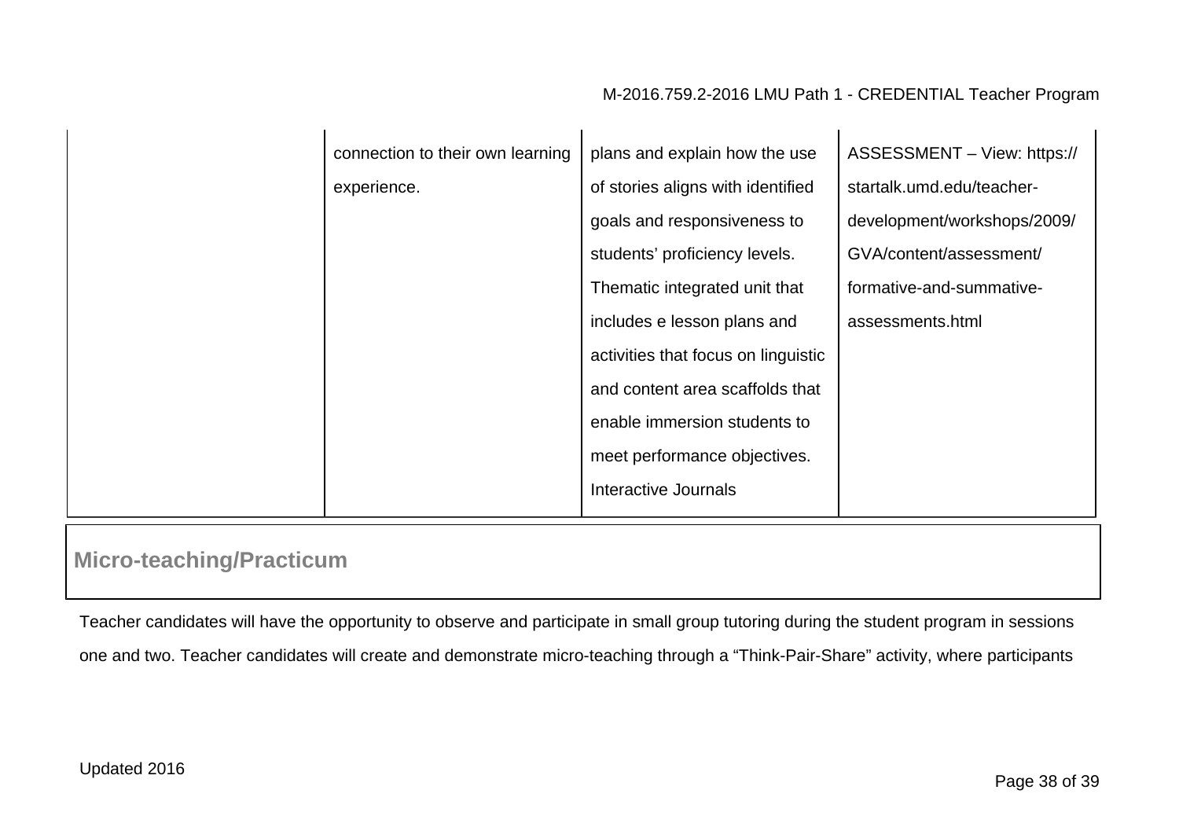|  |  |  |  |
| --- | --- | --- | --- |
|  | connection to their own learning experience. | plans and explain how the use of stories aligns with identified goals and responsiveness to students' proficiency levels. Thematic integrated unit that includes e lesson plans and activities that focus on linguistic and content area scaffolds that enable immersion students to meet performance objectives. Interactive Journals | ASSESSMENT – View: https://startalk.umd.edu/teacher-development/workshops/2009/GVA/content/assessment/formative-and-summative-assessments.html |

## Micro-teaching/Practicum

Teacher candidates will have the opportunity to observe and participate in small group tutoring during the student program in sessions one and two. Teacher candidates will create and demonstrate micro-teaching through a "Think-Pair-Share" activity, where participants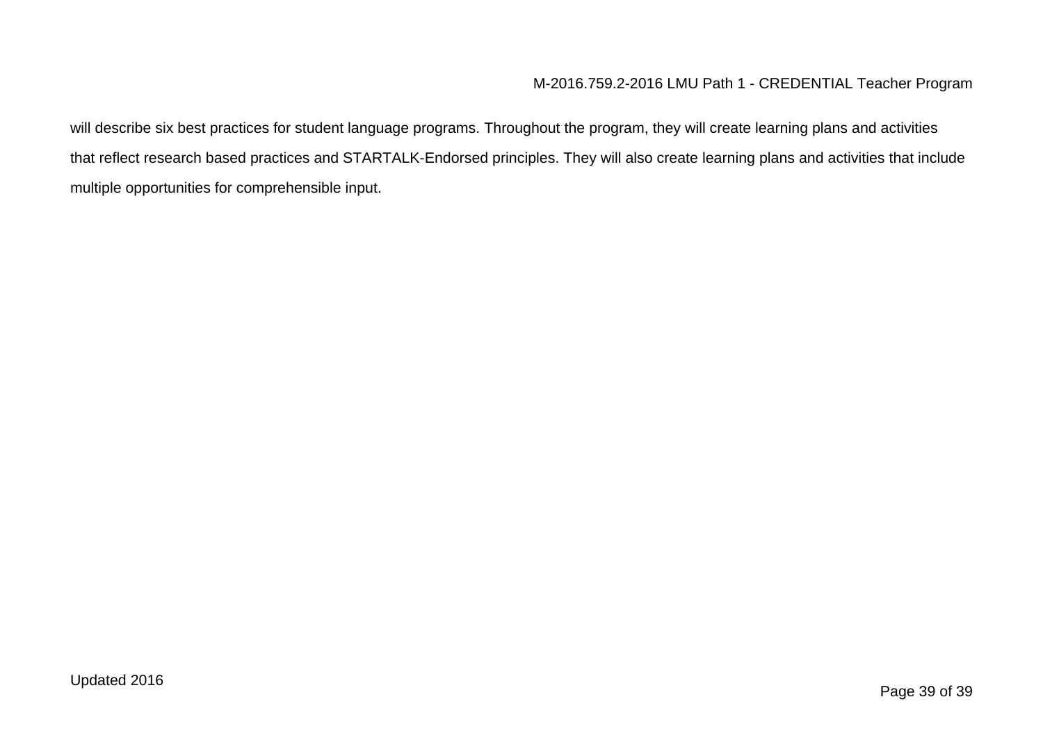will describe six best practices for student language programs. Throughout the program, they will create learning plans and activities that reflect research based practices and STARTALK-Endorsed principles. They will also create learning plans and activities that include multiple opportunities for comprehensible input.